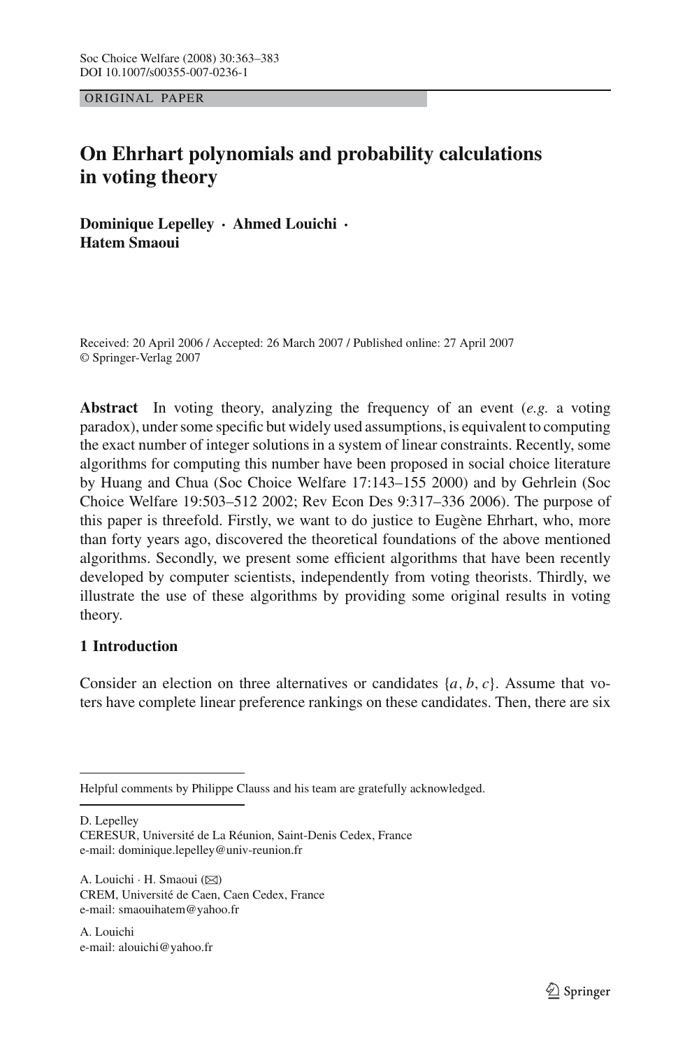ORIGINAL PAPER

# On Ehrhart polynomials and probability calculations in voting theory

**Dominique Lepelley · Ahmed Louichi · Hatem Smaoui**

Received: 20 April 2006 / Accepted: 26 March 2007 / Published online: 27 April 2007
© Springer-Verlag 2007

**Abstract** In voting theory, analyzing the frequency of an event (*e.g.* a voting paradox), under some specific but widely used assumptions, is equivalent to computing the exact number of integer solutions in a system of linear constraints. Recently, some algorithms for computing this number have been proposed in social choice literature by Huang and Chua (Soc Choice Welfare 17:143–155 2000) and by Gehrlein (Soc Choice Welfare 19:503–512 2002; Rev Econ Des 9:317–336 2006). The purpose of this paper is threefold. Firstly, we want to do justice to Eugène Ehrhart, who, more than forty years ago, discovered the theoretical foundations of the above mentioned algorithms. Secondly, we present some efficient algorithms that have been recently developed by computer scientists, independently from voting theorists. Thirdly, we illustrate the use of these algorithms by providing some original results in voting theory.

## 1 Introduction

Consider an election on three alternatives or candidates $\{a, b, c\}$. Assume that voters have complete linear preference rankings on these candidates. Then, there are six

---

Helpful comments by Philippe Clauss and his team are gratefully acknowledged.

D. Lepelley
CERESUR, Université de La Réunion, Saint-Denis Cedex, France
e-mail: dominique.lepelley@univ-reunion.fr

A. Louichi · H. Smaoui (✉)
CREM, Université de Caen, Caen Cedex, France
e-mail: smaouihatem@yahoo.fr

A. Louichi
e-mail: alouichi@yahoo.fr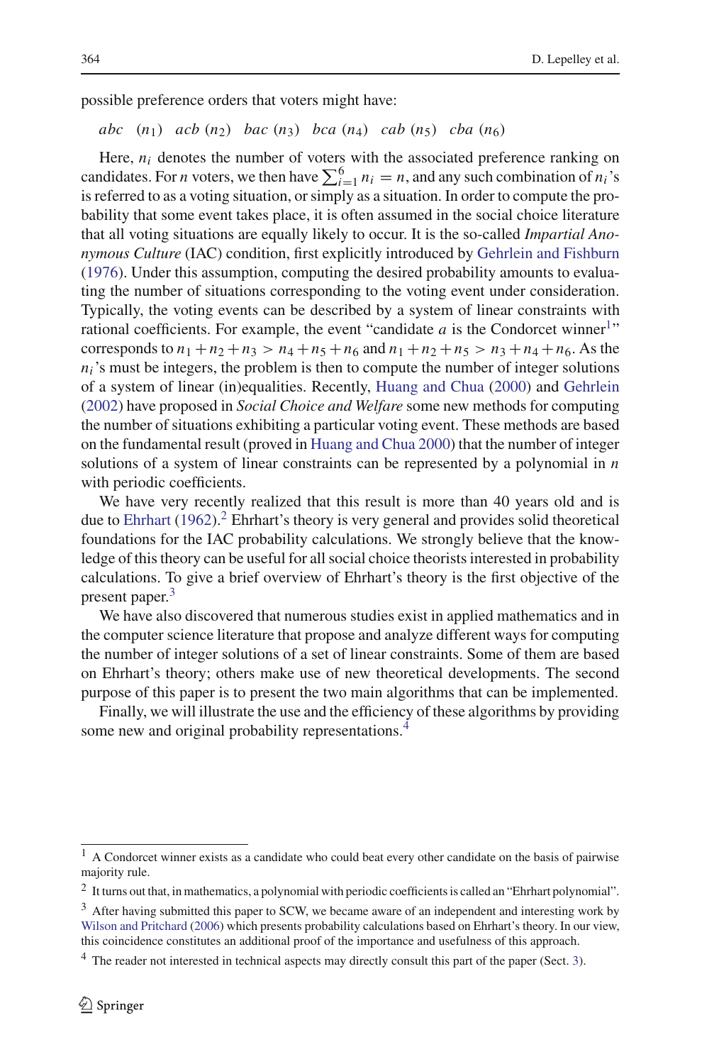possible preference orders that voters might have:

*abc* $(n_1)$ *acb* $(n_2)$ *bac* $(n_3)$ *bca* $(n_4)$ *cab* $(n_5)$ *cba* $(n_6)$

Here, $n_i$ denotes the number of voters with the associated preference ranking on candidates. For $n$ voters, we then have $\sum_{i=1}^{6} n_i = n$, and any such combination of $n_i$'s is referred to as a voting situation, or simply as a situation. In order to compute the probability that some event takes place, it is often assumed in the social choice literature that all voting situations are equally likely to occur. It is the so-called *Impartial Anonymous Culture* (IAC) condition, first explicitly introduced by Gehrlein and Fishburn (1976). Under this assumption, computing the desired probability amounts to evaluating the number of situations corresponding to the voting event under consideration. Typically, the voting events can be described by a system of linear constraints with rational coefficients. For example, the event "candidate $a$ is the Condorcet winner[1]" corresponds to $n_1 + n_2 + n_3 > n_4 + n_5 + n_6$ and $n_1 + n_2 + n_5 > n_3 + n_4 + n_6$. As the $n_i$'s must be integers, the problem is then to compute the number of integer solutions of a system of linear (in)equalities. Recently, Huang and Chua (2000) and Gehrlein (2002) have proposed in *Social Choice and Welfare* some new methods for computing the number of situations exhibiting a particular voting event. These methods are based on the fundamental result (proved in Huang and Chua 2000) that the number of integer solutions of a system of linear constraints can be represented by a polynomial in $n$ with periodic coefficients.

We have very recently realized that this result is more than 40 years old and is due to Ehrhart (1962).[2] Ehrhart's theory is very general and provides solid theoretical foundations for the IAC probability calculations. We strongly believe that the knowledge of this theory can be useful for all social choice theorists interested in probability calculations. To give a brief overview of Ehrhart's theory is the first objective of the present paper.[3]

We have also discovered that numerous studies exist in applied mathematics and in the computer science literature that propose and analyze different ways for computing the number of integer solutions of a set of linear constraints. Some of them are based on Ehrhart's theory; others make use of new theoretical developments. The second purpose of this paper is to present the two main algorithms that can be implemented.

Finally, we will illustrate the use and the efficiency of these algorithms by providing some new and original probability representations.[4]

---

[1] A Condorcet winner exists as a candidate who could beat every other candidate on the basis of pairwise majority rule.

[2] It turns out that, in mathematics, a polynomial with periodic coefficients is called an "Ehrhart polynomial".

[3] After having submitted this paper to SCW, we became aware of an independent and interesting work by Wilson and Pritchard (2006) which presents probability calculations based on Ehrhart's theory. In our view, this coincidence constitutes an additional proof of the importance and usefulness of this approach.

[4] The reader not interested in technical aspects may directly consult this part of the paper (Sect. 3).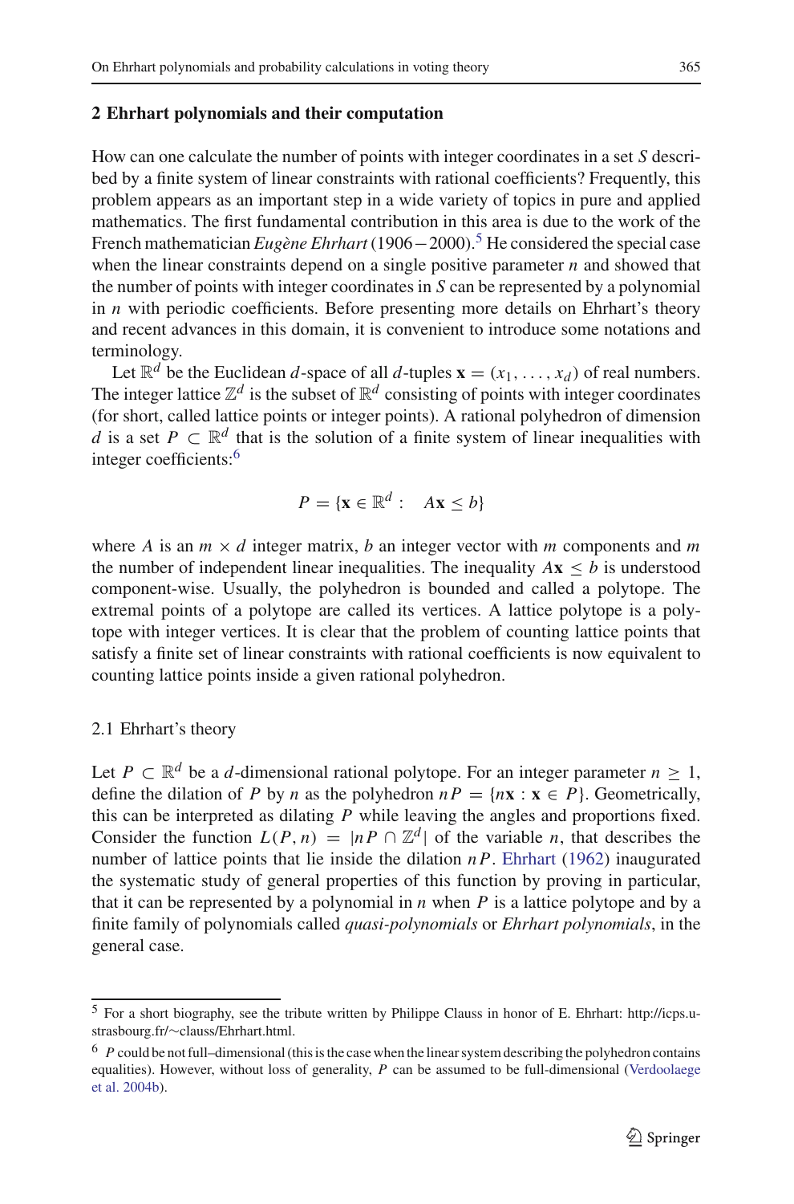## 2 Ehrhart polynomials and their computation

How can one calculate the number of points with integer coordinates in a set $S$ described by a finite system of linear constraints with rational coefficients? Frequently, this problem appears as an important step in a wide variety of topics in pure and applied mathematics. The first fundamental contribution in this area is due to the work of the French mathematician *Eugène Ehrhart* (1906 − 2000).[5] He considered the special case when the linear constraints depend on a single positive parameter $n$ and showed that the number of points with integer coordinates in $S$ can be represented by a polynomial in $n$ with periodic coefficients. Before presenting more details on Ehrhart's theory and recent advances in this domain, it is convenient to introduce some notations and terminology.

Let $\mathbb{R}^d$ be the Euclidean $d$-space of all $d$-tuples $\mathbf{x} = (x_1, \ldots, x_d)$ of real numbers. The integer lattice $\mathbb{Z}^d$ is the subset of $\mathbb{R}^d$ consisting of points with integer coordinates (for short, called lattice points or integer points). A rational polyhedron of dimension $d$ is a set $P \subset \mathbb{R}^d$ that is the solution of a finite system of linear inequalities with integer coefficients:[6]

$$P = \{\mathbf{x} \in \mathbb{R}^d : \quad A\mathbf{x} \le b\}$$

where $A$ is an $m \times d$ integer matrix, $b$ an integer vector with $m$ components and $m$ the number of independent linear inequalities. The inequality $A\mathbf{x} \le b$ is understood component-wise. Usually, the polyhedron is bounded and called a polytope. The extremal points of a polytope are called its vertices. A lattice polytope is a polytope with integer vertices. It is clear that the problem of counting lattice points that satisfy a finite set of linear constraints with rational coefficients is now equivalent to counting lattice points inside a given rational polyhedron.

### 2.1 Ehrhart's theory

Let $P \subset \mathbb{R}^d$ be a $d$-dimensional rational polytope. For an integer parameter $n \ge 1$, define the dilation of $P$ by $n$ as the polyhedron $nP = \{n\mathbf{x} : \mathbf{x} \in P\}$. Geometrically, this can be interpreted as dilating $P$ while leaving the angles and proportions fixed. Consider the function $L(P, n) = |nP \cap \mathbb{Z}^d|$ of the variable $n$, that describes the number of lattice points that lie inside the dilation $nP$. Ehrhart (1962) inaugurated the systematic study of general properties of this function by proving in particular, that it can be represented by a polynomial in $n$ when $P$ is a lattice polytope and by a finite family of polynomials called *quasi-polynomials* or *Ehrhart polynomials*, in the general case.

[5] For a short biography, see the tribute written by Philippe Clauss in honor of E. Ehrhart: http://icps.u-strasbourg.fr/~clauss/Ehrhart.html.

[6] $P$ could be not full–dimensional (this is the case when the linear system describing the polyhedron contains equalities). However, without loss of generality, $P$ can be assumed to be full-dimensional (Verdoolaege et al. 2004b).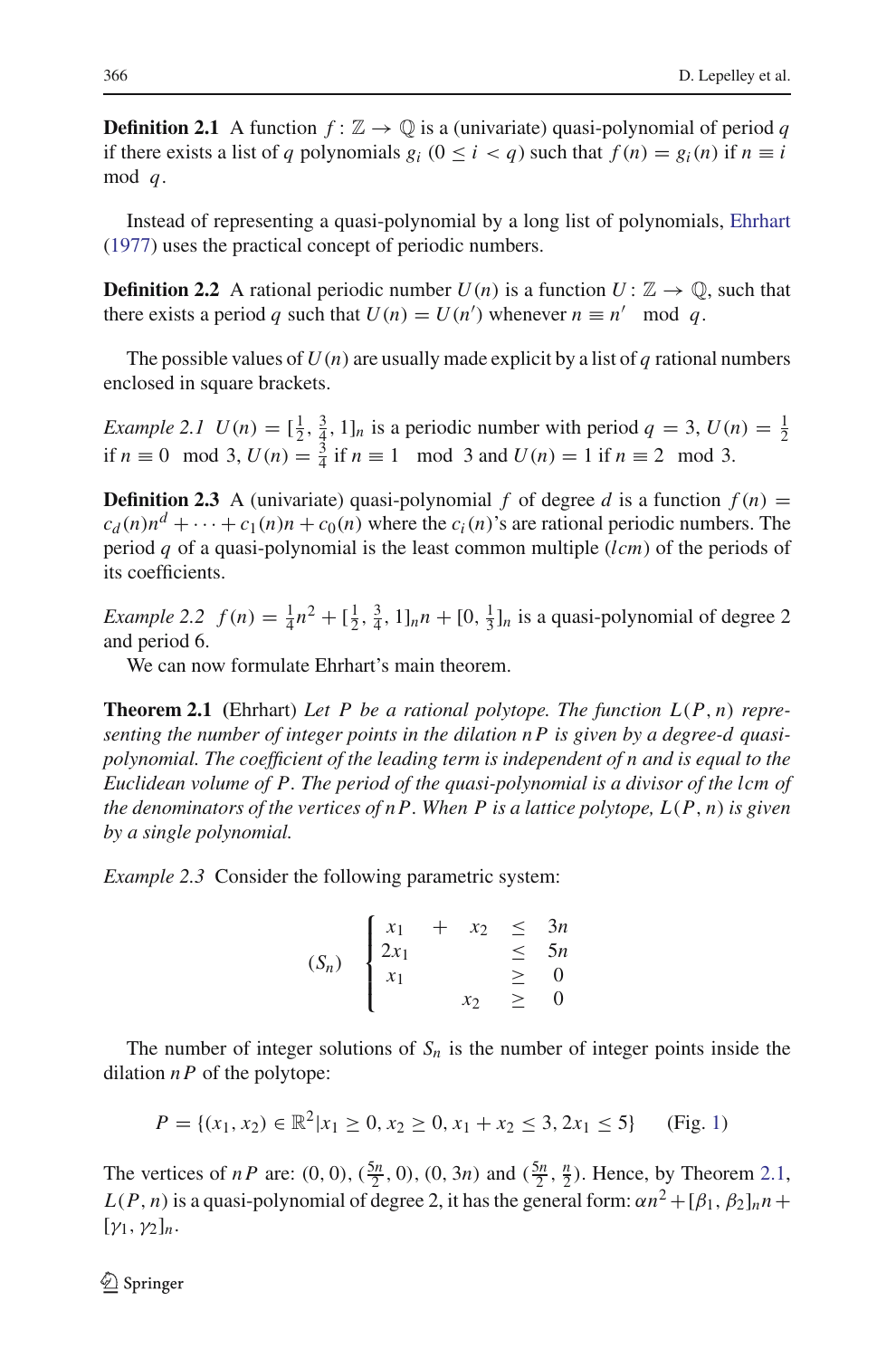**Definition 2.1** A function $f : \mathbb{Z} \to \mathbb{Q}$ is a (univariate) quasi-polynomial of period $q$ if there exists a list of $q$ polynomials $g_i$ $(0 \leq i < q)$ such that $f(n) = g_i(n)$ if $n \equiv i \mod q$.

Instead of representing a quasi-polynomial by a long list of polynomials, Ehrhart (1977) uses the practical concept of periodic numbers.

**Definition 2.2** A rational periodic number $U(n)$ is a function $U : \mathbb{Z} \to \mathbb{Q}$, such that there exists a period $q$ such that $U(n) = U(n')$ whenever $n \equiv n' \mod q$.

The possible values of $U(n)$ are usually made explicit by a list of $q$ rational numbers enclosed in square brackets.

*Example 2.1* $U(n) = [\frac{1}{2}, \frac{3}{4}, 1]_n$ is a periodic number with period $q = 3$, $U(n) = \frac{1}{2}$ if $n \equiv 0 \mod 3$, $U(n) = \frac{3}{4}$ if $n \equiv 1 \mod 3$ and $U(n) = 1$ if $n \equiv 2 \mod 3$.

**Definition 2.3** A (univariate) quasi-polynomial $f$ of degree $d$ is a function $f(n) = c_d(n)n^d + \cdots + c_1(n)n + c_0(n)$ where the $c_i(n)$'s are rational periodic numbers. The period $q$ of a quasi-polynomial is the least common multiple ($lcm$) of the periods of its coefficients.

*Example 2.2* $f(n) = \frac{1}{4}n^2 + [\frac{1}{2}, \frac{3}{4}, 1]_n n + [0, \frac{1}{3}]_n$ is a quasi-polynomial of degree 2 and period 6.

We can now formulate Ehrhart's main theorem.

**Theorem 2.1** (Ehrhart) *Let $P$ be a rational polytope. The function $L(P, n)$ representing the number of integer points in the dilation $nP$ is given by a degree-$d$ quasi-polynomial. The coefficient of the leading term is independent of $n$ and is equal to the Euclidean volume of $P$. The period of the quasi-polynomial is a divisor of the $lcm$ of the denominators of the vertices of $nP$. When $P$ is a lattice polytope, $L(P, n)$ is given by a single polynomial.*

*Example 2.3* Consider the following parametric system:

$$(S_n) \quad \begin{cases} x_1 + x_2 \leq 3n \\ 2x_1 \leq 5n \\ x_1 \geq 0 \\ x_2 \geq 0 \end{cases}$$

The number of integer solutions of $S_n$ is the number of integer points inside the dilation $nP$ of the polytope:

$$P = \{(x_1, x_2) \in \mathbb{R}^2 | x_1 \geq 0, x_2 \geq 0, x_1 + x_2 \leq 3, 2x_1 \leq 5\} \qquad \text{(Fig. 1)}$$

The vertices of $nP$ are: $(0, 0)$, $(\frac{5n}{2}, 0)$, $(0, 3n)$ and $(\frac{5n}{2}, \frac{n}{2})$. Hence, by Theorem 2.1, $L(P, n)$ is a quasi-polynomial of degree 2, it has the general form: $\alpha n^2 + [\beta_1, \beta_2]_n n + [\gamma_1, \gamma_2]_n$.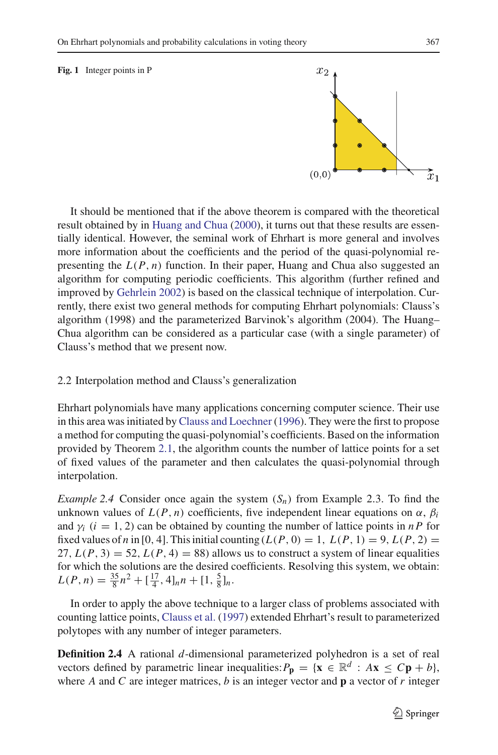**Fig. 1** Integer points in P

It should be mentioned that if the above theorem is compared with the theoretical result obtained by in Huang and Chua (2000), it turns out that these results are essentially identical. However, the seminal work of Ehrhart is more general and involves more information about the coefficients and the period of the quasi-polynomial representing the $L(P, n)$ function. In their paper, Huang and Chua also suggested an algorithm for computing periodic coefficients. This algorithm (further refined and improved by Gehrlein 2002) is based on the classical technique of interpolation. Currently, there exist two general methods for computing Ehrhart polynomials: Clauss's algorithm (1998) and the parameterized Barvinok's algorithm (2004). The Huang–Chua algorithm can be considered as a particular case (with a single parameter) of Clauss's method that we present now.

## 2.2 Interpolation method and Clauss's generalization

Ehrhart polynomials have many applications concerning computer science. Their use in this area was initiated by Clauss and Loechner (1996). They were the first to propose a method for computing the quasi-polynomial's coefficients. Based on the information provided by Theorem 2.1, the algorithm counts the number of lattice points for a set of fixed values of the parameter and then calculates the quasi-polynomial through interpolation.

*Example 2.4* Consider once again the system $(S_n)$ from Example 2.3. To find the unknown values of $L(P, n)$ coefficients, five independent linear equations on $\alpha$, $\beta_i$ and $\gamma_i$ $(i = 1, 2)$ can be obtained by counting the number of lattice points in $nP$ for fixed values of $n$ in $[0, 4]$. This initial counting ($L(P, 0) = 1$, $L(P, 1) = 9$, $L(P, 2) = 27$, $L(P, 3) = 52$, $L(P, 4) = 88$) allows us to construct a system of linear equalities for which the solutions are the desired coefficients. Resolving this system, we obtain: $L(P, n) = \frac{35}{8}n^2 + [\frac{17}{4}, 4]_n n + [1, \frac{5}{8}]_n$.

In order to apply the above technique to a larger class of problems associated with counting lattice points, Clauss et al. (1997) extended Ehrhart's result to parameterized polytopes with any number of integer parameters.

**Definition 2.4** A rational $d$-dimensional parameterized polyhedron is a set of real vectors defined by parametric linear inequalities: $P_{\mathbf{p}} = \{\mathbf{x} \in \mathbb{R}^d : A\mathbf{x} \leq C\mathbf{p} + b\}$, where $A$ and $C$ are integer matrices, $b$ is an integer vector and $\mathbf{p}$ a vector of $r$ integer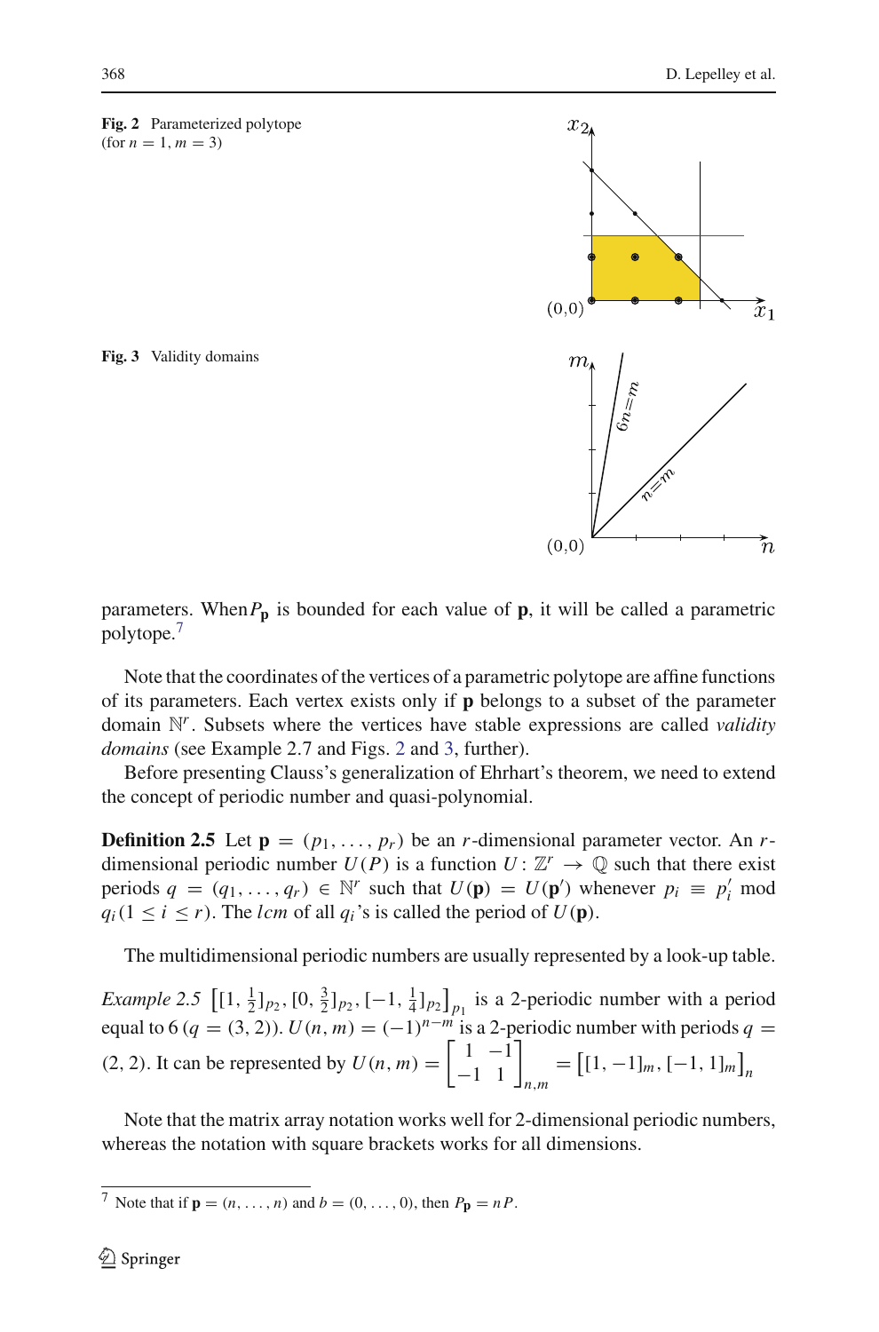**Fig. 2** Parameterized polytope (for $n = 1, m = 3$)

**Fig. 3** Validity domains

parameters. When $P_{\mathbf{p}}$ is bounded for each value of $\mathbf{p}$, it will be called a parametric polytope.[7]

Note that the coordinates of the vertices of a parametric polytope are affine functions of its parameters. Each vertex exists only if $\mathbf{p}$ belongs to a subset of the parameter domain $\mathbb{N}^r$. Subsets where the vertices have stable expressions are called *validity domains* (see Example 2.7 and Figs. 2 and 3, further).

Before presenting Clauss's generalization of Ehrhart's theorem, we need to extend the concept of periodic number and quasi-polynomial.

**Definition 2.5** Let $\mathbf{p} = (p_1, \ldots, p_r)$ be an $r$-dimensional parameter vector. An $r$-dimensional periodic number $U(P)$ is a function $U : \mathbb{Z}^r \to \mathbb{Q}$ such that there exist periods $q = (q_1, \ldots, q_r) \in \mathbb{N}^r$ such that $U(\mathbf{p}) = U(\mathbf{p}')$ whenever $p_i \equiv p_i' \bmod q_i (1 \leq i \leq r)$. The *lcm* of all $q_i$'s is called the period of $U(\mathbf{p})$.

The multidimensional periodic numbers are usually represented by a look-up table.

*Example 2.5* $\left[[1, \frac{1}{2}]_{p_2}, [0, \frac{3}{2}]_{p_2}, [-1, \frac{1}{4}]_{p_2}\right]_{p_1}$ is a 2-periodic number with a period equal to 6 ($q = (3, 2)$). $U(n, m) = (-1)^{n-m}$ is a 2-periodic number with periods $q = (2, 2)$. It can be represented by $U(n, m) = \begin{bmatrix} 1 & -1 \\ -1 & 1 \end{bmatrix}_{n,m} = \left[[1, -1]_m, [-1, 1]_m\right]_n$

Note that the matrix array notation works well for 2-dimensional periodic numbers, whereas the notation with square brackets works for all dimensions.

[7] Note that if $\mathbf{p} = (n, \ldots, n)$ and $b = (0, \ldots, 0)$, then $P_{\mathbf{p}} = nP$.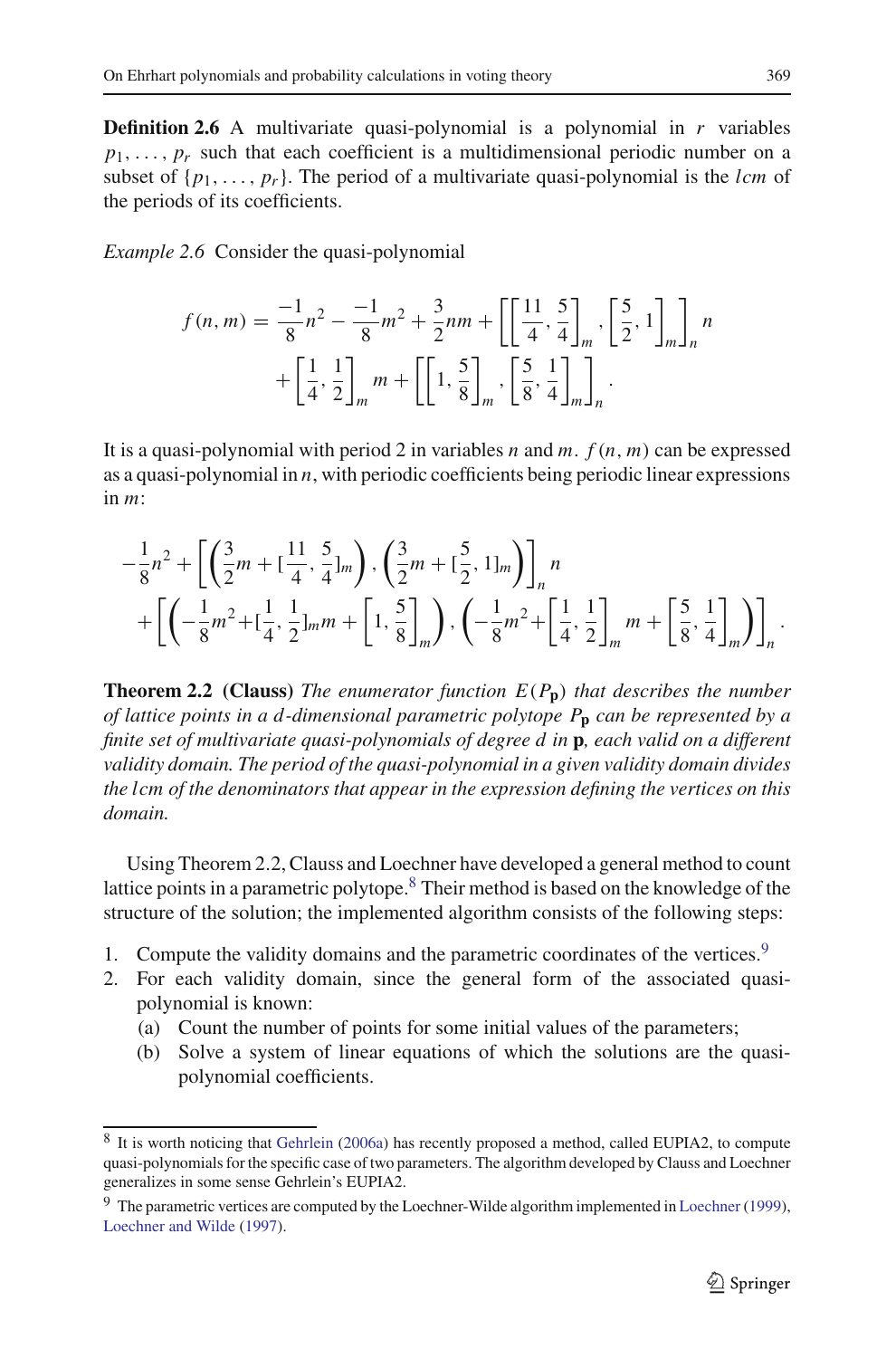**Definition 2.6** A multivariate quasi-polynomial is a polynomial in $r$ variables $p_1, \ldots, p_r$ such that each coefficient is a multidimensional periodic number on a subset of $\{p_1, \ldots, p_r\}$. The period of a multivariate quasi-polynomial is the $lcm$ of the periods of its coefficients.

*Example 2.6* Consider the quasi-polynomial

$$f(n,m) = \frac{-1}{8}n^2 - \frac{-1}{8}m^2 + \frac{3}{2}nm + \left[\left[\frac{11}{4}, \frac{5}{4}\right]_m, \left[\frac{5}{2}, 1\right]_m\right]_n n \\ + \left[\frac{1}{4}, \frac{1}{2}\right]_m m + \left[\left[1, \frac{5}{8}\right]_m, \left[\frac{5}{8}, \frac{1}{4}\right]_m\right]_n.$$

It is a quasi-polynomial with period 2 in variables $n$ and $m$. $f(n,m)$ can be expressed as a quasi-polynomial in $n$, with periodic coefficients being periodic linear expressions in $m$:

$$-\frac{1}{8}n^2 + \left[\left(\frac{3}{2}m + [\frac{11}{4}, \frac{5}{4}]_m\right), \left(\frac{3}{2}m + [\frac{5}{2}, 1]_m\right)\right]_n n \\ + \left[\left(-\frac{1}{8}m^2 + [\frac{1}{4}, \frac{1}{2}]_m m + \left[1, \frac{5}{8}\right]_m\right), \left(-\frac{1}{8}m^2 + \left[\frac{1}{4}, \frac{1}{2}\right]_m m + \left[\frac{5}{8}, \frac{1}{4}\right]_m\right)\right]_n.$$

**Theorem 2.2 (Clauss)** *The enumerator function $E(P_{\mathbf{p}})$ that describes the number of lattice points in a $d$-dimensional parametric polytope $P_{\mathbf{p}}$ can be represented by a finite set of multivariate quasi-polynomials of degree $d$ in $\mathbf{p}$, each valid on a different validity domain. The period of the quasi-polynomial in a given validity domain divides the $lcm$ of the denominators that appear in the expression defining the vertices on this domain.*

Using Theorem 2.2, Clauss and Loechner have developed a general method to count lattice points in a parametric polytope.[8] Their method is based on the knowledge of the structure of the solution; the implemented algorithm consists of the following steps:

1. Compute the validity domains and the parametric coordinates of the vertices.[9]
2. For each validity domain, since the general form of the associated quasi-polynomial is known:
   (a) Count the number of points for some initial values of the parameters;
   (b) Solve a system of linear equations of which the solutions are the quasi-polynomial coefficients.

[8] It is worth noticing that Gehrlein (2006a) has recently proposed a method, called EUPIA2, to compute quasi-polynomials for the specific case of two parameters. The algorithm developed by Clauss and Loechner generalizes in some sense Gehrlein's EUPIA2.

[9] The parametric vertices are computed by the Loechner-Wilde algorithm implemented in Loechner (1999), Loechner and Wilde (1997).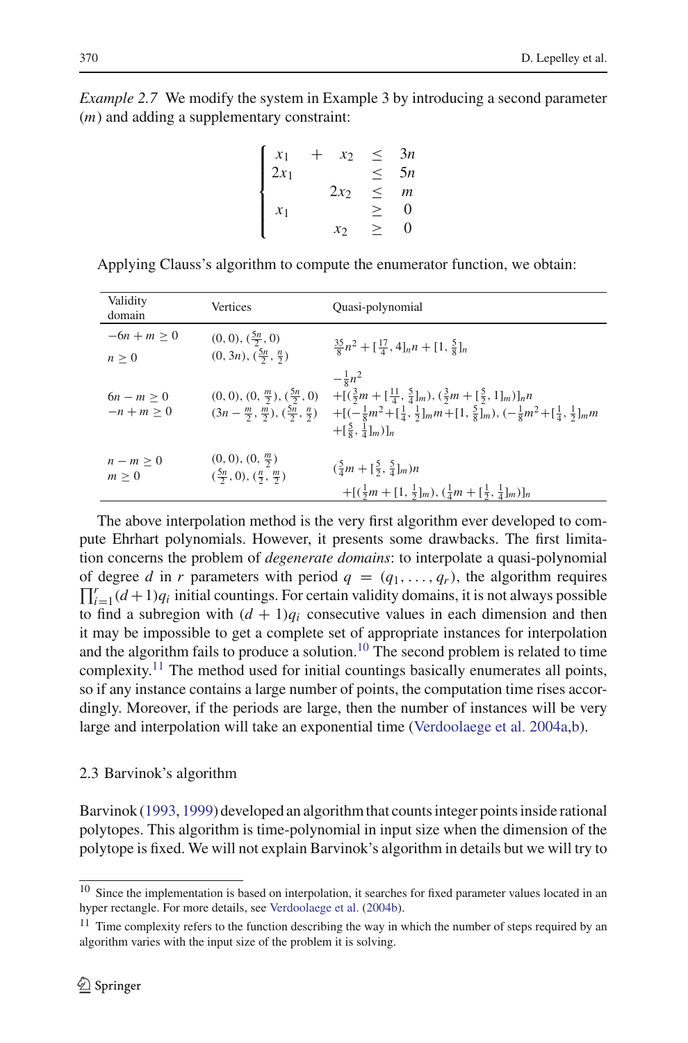*Example 2.7* We modify the system in Example 3 by introducing a second parameter ($m$) and adding a supplementary constraint:

$$\begin{cases} x_1 + x_2 \leq 3n \\ 2x_1 \leq 5n \\ 2x_2 \leq m \\ x_1 \geq 0 \\ x_2 \geq 0 \end{cases}$$

Applying Clauss's algorithm to compute the enumerator function, we obtain:

| Validity domain | Vertices | Quasi-polynomial |
|---|---|---|
| $-6n + m \geq 0$ <br> $n \geq 0$ | $(0, 0), (\frac{5n}{2}, 0)$ <br> $(0, 3n), (\frac{5n}{2}, \frac{n}{2})$ | $\frac{35}{8}n^2 + [\frac{17}{4}, 4]_n n + [1, \frac{5}{8}]_n$ |
| $6n - m \geq 0$ <br> $-n + m \geq 0$ | $(0, 0), (0, \frac{m}{2}), (\frac{5n}{2}, 0)$ <br> $(3n - \frac{m}{2}, \frac{m}{2}), (\frac{5n}{2}, \frac{n}{2})$ | $-\frac{1}{8}n^2$ <br> $+[(\frac{3}{2}m + [\frac{11}{4}, \frac{5}{4}]_m), (\frac{3}{2}m + [\frac{5}{2}, 1]_m)]_n n$ <br> $+[(-\frac{1}{8}m^2 + [\frac{1}{4}, \frac{1}{2}]_m m + [1, \frac{5}{8}]_m), (-\frac{1}{8}m^2 + [\frac{1}{4}, \frac{1}{2}]_m m$ <br> $+[\frac{5}{8}, \frac{1}{4}]_m)]_n$ |
| $n - m \geq 0$ <br> $m \geq 0$ | $(0, 0), (0, \frac{m}{2})$ <br> $(\frac{5n}{2}, 0), (\frac{n}{2}, \frac{m}{2})$ | $(\frac{5}{4}m + [\frac{5}{2}, \frac{5}{4}]_m)n$ <br> $+[(\frac{1}{2}m + [1, \frac{1}{2}]_m), (\frac{1}{4}m + [\frac{1}{2}, \frac{1}{4}]_m)]_n$ |

The above interpolation method is the very first algorithm ever developed to compute Ehrhart polynomials. However, it presents some drawbacks. The first limitation concerns the problem of *degenerate domains*: to interpolate a quasi-polynomial of degree $d$ in $r$ parameters with period $q = (q_1, \ldots, q_r)$, the algorithm requires $\prod_{i=1}^{r}(d+1)q_i$ initial countings. For certain validity domains, it is not always possible to find a subregion with $(d + 1)q_i$ consecutive values in each dimension and then it may be impossible to get a complete set of appropriate instances for interpolation and the algorithm fails to produce a solution.[10] The second problem is related to time complexity.[11] The method used for initial countings basically enumerates all points, so if any instance contains a large number of points, the computation time rises accordingly. Moreover, if the periods are large, then the number of instances will be very large and interpolation will take an exponential time (Verdoolaege et al. 2004a,b).

## 2.3 Barvinok's algorithm

Barvinok (1993, 1999) developed an algorithm that counts integer points inside rational polytopes. This algorithm is time-polynomial in input size when the dimension of the polytope is fixed. We will not explain Barvinok's algorithm in details but we will try to

---

[10] Since the implementation is based on interpolation, it searches for fixed parameter values located in an hyper rectangle. For more details, see Verdoolaege et al. (2004b).

[11] Time complexity refers to the function describing the way in which the number of steps required by an algorithm varies with the input size of the problem it is solving.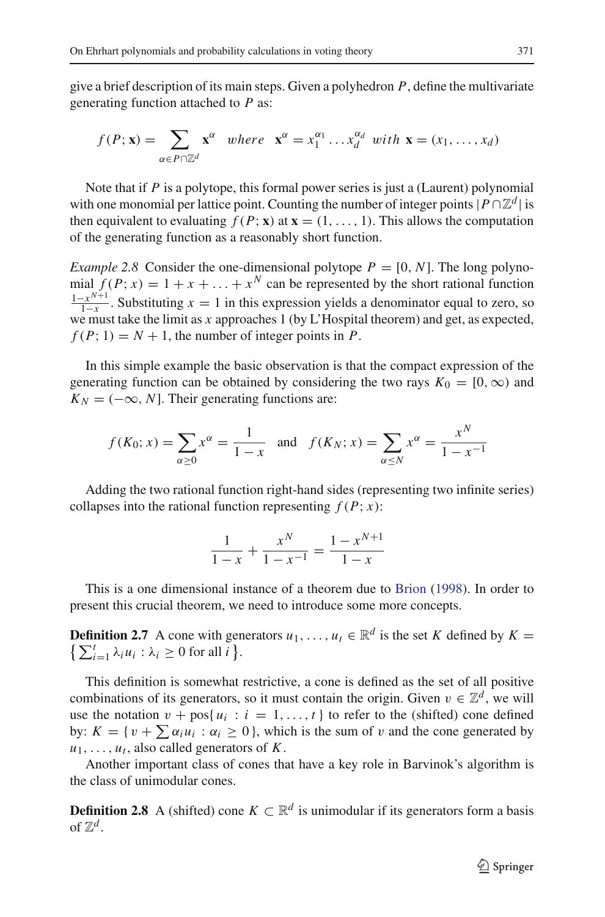give a brief description of its main steps. Given a polyhedron $P$, define the multivariate generating function attached to $P$ as:

$$f(P;\mathbf{x}) = \sum_{\alpha \in P \cap \mathbb{Z}^d} \mathbf{x}^\alpha \quad where \quad \mathbf{x}^\alpha = x_1^{\alpha_1} \ldots x_d^{\alpha_d} \; with \; \mathbf{x} = (x_1, \ldots, x_d)$$

Note that if $P$ is a polytope, this formal power series is just a (Laurent) polynomial with one monomial per lattice point. Counting the number of integer points $|P \cap \mathbb{Z}^d|$ is then equivalent to evaluating $f(P;\mathbf{x})$ at $\mathbf{x} = (1, \ldots, 1)$. This allows the computation of the generating function as a reasonably short function.

*Example 2.8* Consider the one-dimensional polytope $P = [0, N]$. The long polynomial $f(P;x) = 1 + x + \ldots + x^N$ can be represented by the short rational function $\frac{1-x^{N+1}}{1-x}$. Substituting $x = 1$ in this expression yields a denominator equal to zero, so we must take the limit as $x$ approaches 1 (by L'Hospital theorem) and get, as expected, $f(P; 1) = N + 1$, the number of integer points in $P$.

In this simple example the basic observation is that the compact expression of the generating function can be obtained by considering the two rays $K_0 = [0, \infty)$ and $K_N = (-\infty, N]$. Their generating functions are:

$$f(K_0; x) = \sum_{\alpha \geq 0} x^\alpha = \frac{1}{1-x} \quad \text{and} \quad f(K_N; x) = \sum_{\alpha \leq N} x^\alpha = \frac{x^N}{1-x^{-1}}$$

Adding the two rational function right-hand sides (representing two infinite series) collapses into the rational function representing $f(P; x)$:

$$\frac{1}{1-x} + \frac{x^N}{1-x^{-1}} = \frac{1-x^{N+1}}{1-x}$$

This is a one dimensional instance of a theorem due to Brion (1998). In order to present this crucial theorem, we need to introduce some more concepts.

**Definition 2.7** A cone with generators $u_1, \ldots, u_t \in \mathbb{R}^d$ is the set $K$ defined by $K = \left\{ \sum_{i=1}^t \lambda_i u_i : \lambda_i \geq 0 \text{ for all } i \right\}$.

This definition is somewhat restrictive, a cone is defined as the set of all positive combinations of its generators, so it must contain the origin. Given $v \in \mathbb{Z}^d$, we will use the notation $v + \text{pos}\{u_i : i = 1, \ldots, t\}$ to refer to the (shifted) cone defined by: $K = \{v + \sum \alpha_i u_i : \alpha_i \geq 0\}$, which is the sum of $v$ and the cone generated by $u_1, \ldots, u_t$, also called generators of $K$.

Another important class of cones that have a key role in Barvinok's algorithm is the class of unimodular cones.

**Definition 2.8** A (shifted) cone $K \subset \mathbb{R}^d$ is unimodular if its generators form a basis of $\mathbb{Z}^d$.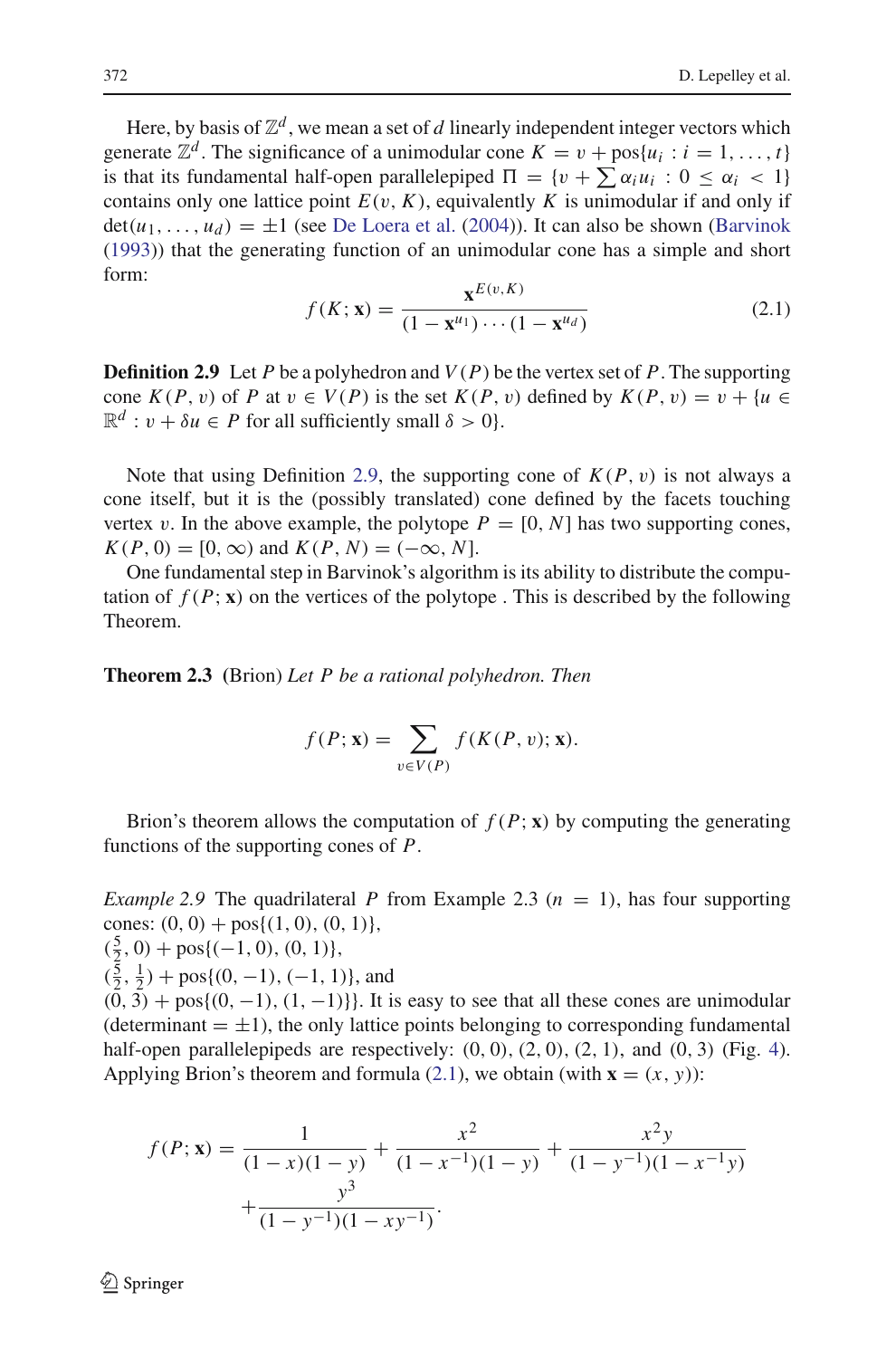Here, by basis of $\mathbb{Z}^d$, we mean a set of $d$ linearly independent integer vectors which generate $\mathbb{Z}^d$. The significance of a unimodular cone $K = v + \text{pos}\{u_i : i = 1, \dots, t\}$ is that its fundamental half-open parallelepiped $\Pi = \{v + \sum \alpha_i u_i : 0 \le \alpha_i < 1\}$ contains only one lattice point $E(v, K)$, equivalently $K$ is unimodular if and only if $\det(u_1, \dots, u_d) = \pm 1$ (see De Loera et al. (2004)). It can also be shown (Barvinok (1993)) that the generating function of an unimodular cone has a simple and short form:

$$f(K; \mathbf{x}) = \frac{\mathbf{x}^{E(v,K)}}{(1 - \mathbf{x}^{u_1}) \cdots (1 - \mathbf{x}^{u_d})} \tag{2.1}$$

**Definition 2.9** Let $P$ be a polyhedron and $V(P)$ be the vertex set of $P$. The supporting cone $K(P, v)$ of $P$ at $v \in V(P)$ is the set $K(P, v)$ defined by $K(P, v) = v + \{u \in \mathbb{R}^d : v + \delta u \in P \text{ for all sufficiently small } \delta > 0\}$.

Note that using Definition 2.9, the supporting cone of $K(P, v)$ is not always a cone itself, but it is the (possibly translated) cone defined by the facets touching vertex $v$. In the above example, the polytope $P = [0, N]$ has two supporting cones, $K(P, 0) = [0, \infty)$ and $K(P, N) = (-\infty, N]$.

One fundamental step in Barvinok's algorithm is its ability to distribute the computation of $f(P; \mathbf{x})$ on the vertices of the polytope . This is described by the following Theorem.

**Theorem 2.3** (Brion) *Let $P$ be a rational polyhedron. Then*

$$f(P; \mathbf{x}) = \sum_{v \in V(P)} f(K(P, v); \mathbf{x}).$$

Brion's theorem allows the computation of $f(P; \mathbf{x})$ by computing the generating functions of the supporting cones of $P$.

*Example 2.9* The quadrilateral $P$ from Example 2.3 ($n = 1$), has four supporting cones: $(0, 0) + \text{pos}\{(1, 0), (0, 1)\}$,
$(\frac{5}{2}, 0) + \text{pos}\{(-1, 0), (0, 1)\}$,
$(\frac{5}{2}, \frac{1}{2}) + \text{pos}\{(0, -1), (-1, 1)\}$, and
$(0, 3) + \text{pos}\{(0, -1), (1, -1)\}\}$. It is easy to see that all these cones are unimodular (determinant $= \pm 1$), the only lattice points belonging to corresponding fundamental half-open parallelepipeds are respectively: $(0, 0)$, $(2, 0)$, $(2, 1)$, and $(0, 3)$ (Fig. 4). Applying Brion's theorem and formula (2.1), we obtain (with $\mathbf{x} = (x, y)$):

$$f(P; \mathbf{x}) = \frac{1}{(1-x)(1-y)} + \frac{x^2}{(1-x^{-1})(1-y)} + \frac{x^2 y}{(1-y^{-1})(1-x^{-1}y)} + \frac{y^3}{(1-y^{-1})(1-xy^{-1})}.$$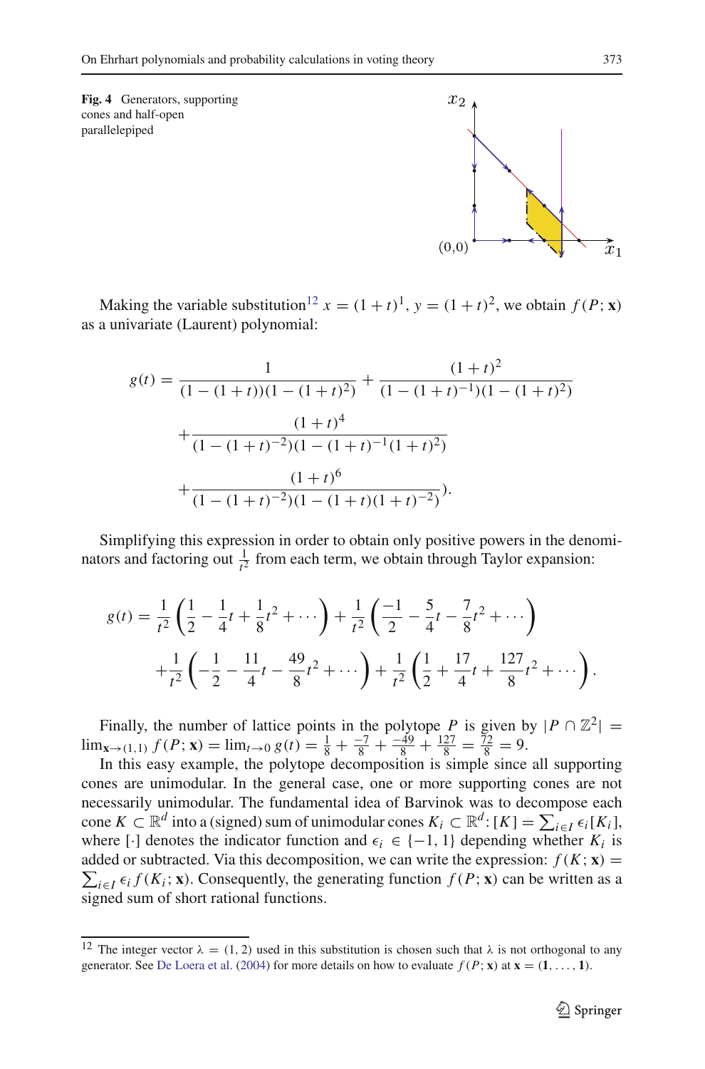**Fig. 4** Generators, supporting cones and half-open parallelepiped

Making the variable substitution[12] $x = (1+t)^1$, $y = (1+t)^2$, we obtain $f(P;\mathbf{x})$ as a univariate (Laurent) polynomial:

$$
\begin{aligned}
g(t) &= \frac{1}{(1-(1+t))(1-(1+t)^2)} + \frac{(1+t)^2}{(1-(1+t)^{-1})(1-(1+t)^2)} \\
&\quad + \frac{(1+t)^4}{(1-(1+t)^{-2})(1-(1+t)^{-1}(1+t)^2)} \\
&\quad + \frac{(1+t)^6}{(1-(1+t)^{-2})(1-(1+t)(1+t)^{-2})}).
\end{aligned}
$$

Simplifying this expression in order to obtain only positive powers in the denominators and factoring out $\frac{1}{t^2}$ from each term, we obtain through Taylor expansion:

$$
\begin{aligned}
g(t) &= \frac{1}{t^2}\left(\frac{1}{2} - \frac{1}{4}t + \frac{1}{8}t^2 + \cdots\right) + \frac{1}{t^2}\left(\frac{-1}{2} - \frac{5}{4}t - \frac{7}{8}t^2 + \cdots\right) \\
&\quad + \frac{1}{t^2}\left(-\frac{1}{2} - \frac{11}{4}t - \frac{49}{8}t^2 + \cdots\right) + \frac{1}{t^2}\left(\frac{1}{2} + \frac{17}{4}t + \frac{127}{8}t^2 + \cdots\right).
\end{aligned}
$$

Finally, the number of lattice points in the polytope $P$ is given by $|P \cap \mathbb{Z}^2| = \lim_{\mathbf{x}\to(1,1)} f(P;\mathbf{x}) = \lim_{t\to 0} g(t) = \frac{1}{8} + \frac{-7}{8} + \frac{-49}{8} + \frac{127}{8} = \frac{72}{8} = 9$.

In this easy example, the polytope decomposition is simple since all supporting cones are unimodular. In the general case, one or more supporting cones are not necessarily unimodular. The fundamental idea of Barvinok was to decompose each cone $K \subset \mathbb{R}^d$ into a (signed) sum of unimodular cones $K_i \subset \mathbb{R}^d$: $[K] = \sum_{i\in I} \epsilon_i [K_i]$, where $[\cdot]$ denotes the indicator function and $\epsilon_i \in \{-1, 1\}$ depending whether $K_i$ is added or subtracted. Via this decomposition, we can write the expression: $f(K;\mathbf{x}) = \sum_{i\in I} \epsilon_i f(K_i;\mathbf{x})$. Consequently, the generating function $f(P;\mathbf{x})$ can be written as a signed sum of short rational functions.

[12] The integer vector $\lambda = (1, 2)$ used in this substitution is chosen such that $\lambda$ is not orthogonal to any generator. See De Loera et al. (2004) for more details on how to evaluate $f(P;\mathbf{x})$ at $\mathbf{x} = (\mathbf{1}, \ldots, \mathbf{1})$.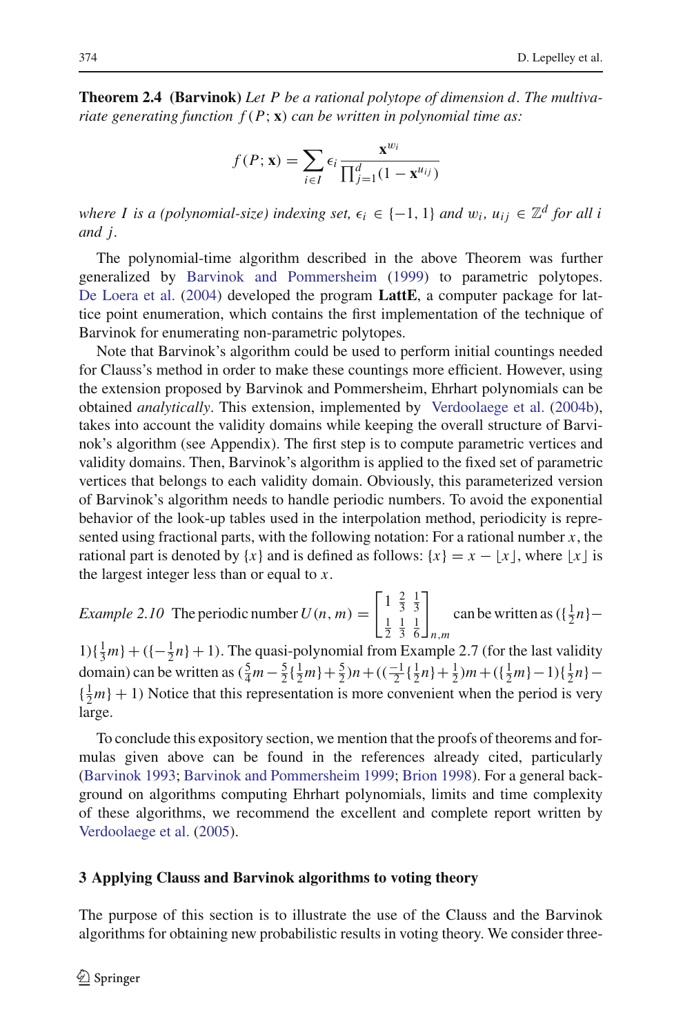**Theorem 2.4 (Barvinok)** *Let $P$ be a rational polytope of dimension $d$. The multivariate generating function $f(P;\mathbf{x})$ can be written in polynomial time as:*

$$f(P;\mathbf{x}) = \sum_{i \in I} \epsilon_i \frac{\mathbf{x}^{w_i}}{\prod_{j=1}^{d}(1-\mathbf{x}^{u_{ij}})}$$

*where $I$ is a (polynomial-size) indexing set, $\epsilon_i \in \{-1, 1\}$ and $w_i, u_{ij} \in \mathbb{Z}^d$ for all $i$ and $j$.*

The polynomial-time algorithm described in the above Theorem was further generalized by Barvinok and Pommersheim (1999) to parametric polytopes. De Loera et al. (2004) developed the program **LattE**, a computer package for lattice point enumeration, which contains the first implementation of the technique of Barvinok for enumerating non-parametric polytopes.

Note that Barvinok's algorithm could be used to perform initial countings needed for Clauss's method in order to make these countings more efficient. However, using the extension proposed by Barvinok and Pommersheim, Ehrhart polynomials can be obtained *analytically*. This extension, implemented by Verdoolaege et al. (2004b), takes into account the validity domains while keeping the overall structure of Barvinok's algorithm (see Appendix). The first step is to compute parametric vertices and validity domains. Then, Barvinok's algorithm is applied to the fixed set of parametric vertices that belongs to each validity domain. Obviously, this parameterized version of Barvinok's algorithm needs to handle periodic numbers. To avoid the exponential behavior of the look-up tables used in the interpolation method, periodicity is represented using fractional parts, with the following notation: For a rational number $x$, the rational part is denoted by $\{x\}$ and is defined as follows: $\{x\} = x - \lfloor x \rfloor$, where $\lfloor x \rfloor$ is the largest integer less than or equal to $x$.

*Example 2.10* The periodic number $U(n,m) = \begin{bmatrix} 1 & \frac{2}{3} & \frac{1}{3} \\ \frac{1}{2} & \frac{1}{3} & \frac{1}{6} \end{bmatrix}_{n,m}$ can be written as $(\{\frac{1}{2}n\} - 1)\{\frac{1}{3}m\} + (\{-\frac{1}{2}n\} + 1)$. The quasi-polynomial from Example 2.7 (for the last validity domain) can be written as $(\frac{5}{4}m - \frac{5}{2}\{\frac{1}{2}m\} + \frac{5}{2})n + ((\frac{-1}{2}\{\frac{1}{2}n\} + \frac{1}{2})m + (\{\frac{1}{2}m\} - 1)\{\frac{1}{2}n\} - \{\frac{1}{2}m\} + 1)$ Notice that this representation is more convenient when the period is very large.

To conclude this expository section, we mention that the proofs of theorems and formulas given above can be found in the references already cited, particularly (Barvinok 1993; Barvinok and Pommersheim 1999; Brion 1998). For a general background on algorithms computing Ehrhart polynomials, limits and time complexity of these algorithms, we recommend the excellent and complete report written by Verdoolaege et al. (2005).

## 3 Applying Clauss and Barvinok algorithms to voting theory

The purpose of this section is to illustrate the use of the Clauss and the Barvinok algorithms for obtaining new probabilistic results in voting theory. We consider three-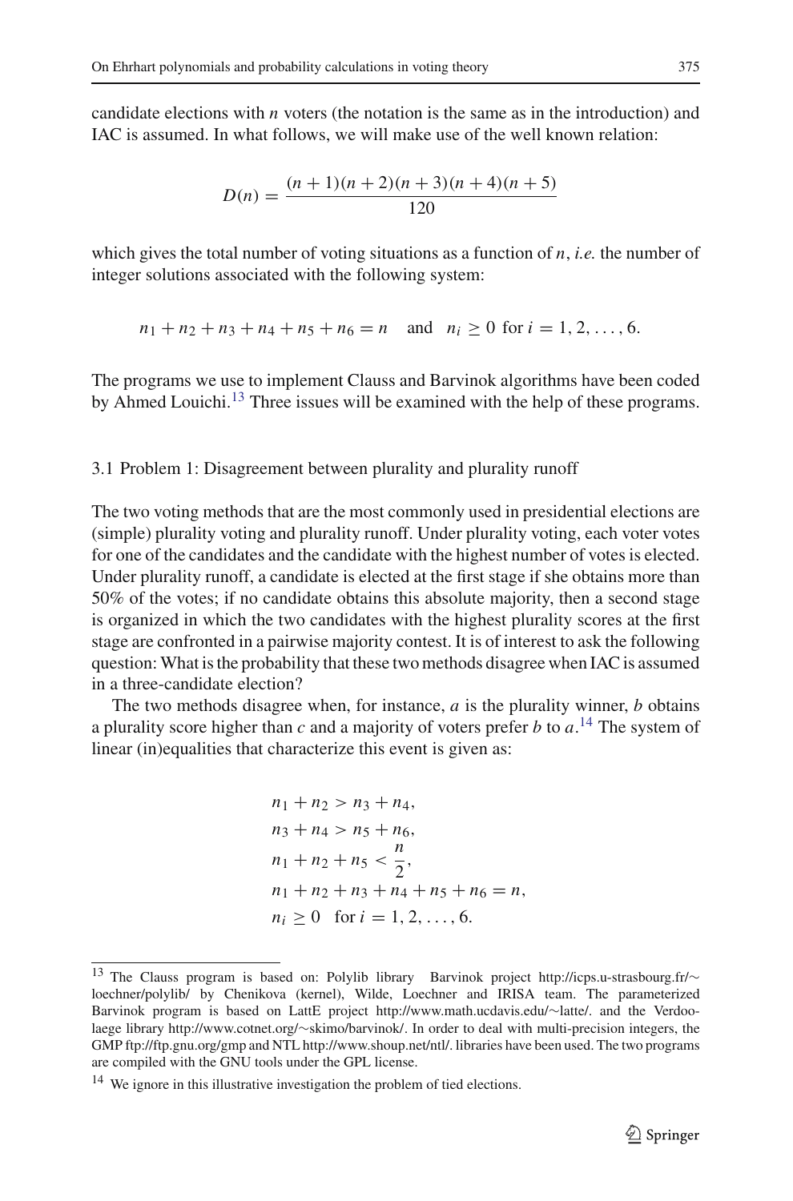candidate elections with $n$ voters (the notation is the same as in the introduction) and IAC is assumed. In what follows, we will make use of the well known relation:

$$D(n) = \frac{(n+1)(n+2)(n+3)(n+4)(n+5)}{120}$$

which gives the total number of voting situations as a function of $n$, *i.e.* the number of integer solutions associated with the following system:

$$n_1 + n_2 + n_3 + n_4 + n_5 + n_6 = n \quad \text{and} \quad n_i \geq 0 \text{ for } i = 1, 2, \ldots, 6.$$

The programs we use to implement Clauss and Barvinok algorithms have been coded by Ahmed Louichi.[13] Three issues will be examined with the help of these programs.

### 3.1 Problem 1: Disagreement between plurality and plurality runoff

The two voting methods that are the most commonly used in presidential elections are (simple) plurality voting and plurality runoff. Under plurality voting, each voter votes for one of the candidates and the candidate with the highest number of votes is elected. Under plurality runoff, a candidate is elected at the first stage if she obtains more than 50% of the votes; if no candidate obtains this absolute majority, then a second stage is organized in which the two candidates with the highest plurality scores at the first stage are confronted in a pairwise majority contest. It is of interest to ask the following question: What is the probability that these two methods disagree when IAC is assumed in a three-candidate election?

The two methods disagree when, for instance, $a$ is the plurality winner, $b$ obtains a plurality score higher than $c$ and a majority of voters prefer $b$ to $a$.[14] The system of linear (in)equalities that characterize this event is given as:

$$\begin{aligned}
&n_1 + n_2 > n_3 + n_4, \\
&n_3 + n_4 > n_5 + n_6, \\
&n_1 + n_2 + n_5 < \frac{n}{2}, \\
&n_1 + n_2 + n_3 + n_4 + n_5 + n_6 = n, \\
&n_i \geq 0 \quad \text{for } i = 1, 2, \ldots, 6.
\end{aligned}$$

---

[13] The Clauss program is based on: Polylib library Barvinok project http://icps.u-strasbourg.fr/~loechner/polylib/ by Chenikova (kernel), Wilde, Loechner and IRISA team. The parameterized Barvinok program is based on LattE project http://www.math.ucdavis.edu/~latte/. and the Verdoolaege library http://www.cotnet.org/~skimo/barvinok/. In order to deal with multi-precision integers, the GMP ftp://ftp.gnu.org/gmp and NTL http://www.shoup.net/ntl/. libraries have been used. The two programs are compiled with the GNU tools under the GPL license.

[14] We ignore in this illustrative investigation the problem of tied elections.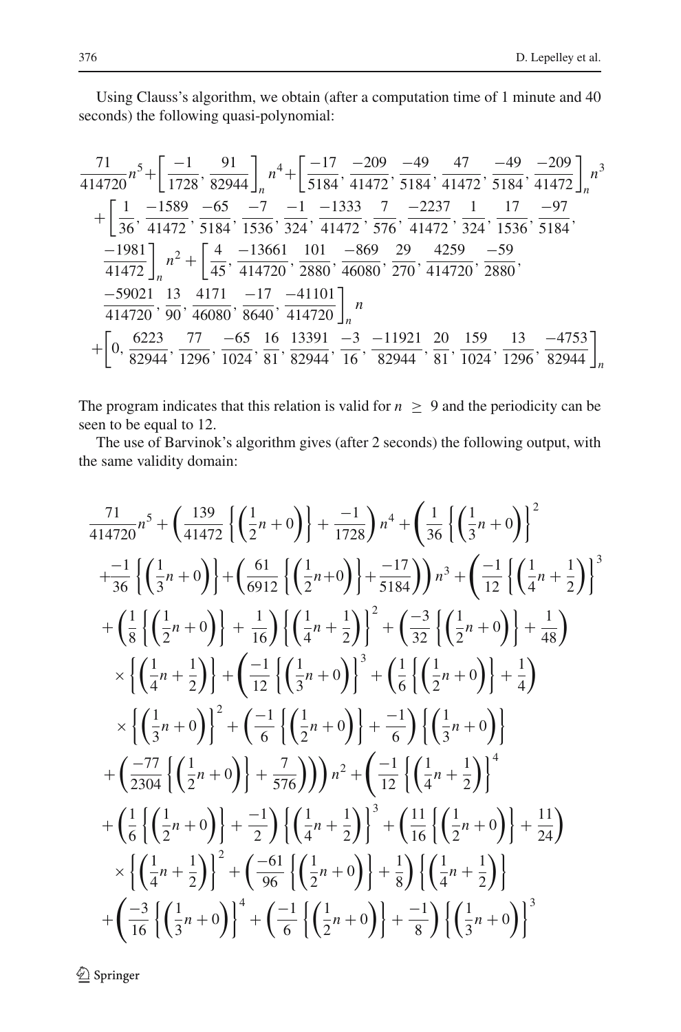Using Clauss's algorithm, we obtain (after a computation time of 1 minute and 40 seconds) the following quasi-polynomial:

$$
\begin{aligned}
&\frac{71}{414720}n^5+\left[\frac{-1}{1728},\frac{91}{82944}\right]_n n^4+\left[\frac{-17}{5184},\frac{-209}{41472},\frac{-49}{5184},\frac{47}{41472},\frac{-49}{5184},\frac{-209}{41472}\right]_n n^3\\
&+\left[\frac{1}{36},\frac{-1589}{41472},\frac{-65}{5184},\frac{-7}{1536},\frac{-1}{324},\frac{-1333}{41472},\frac{7}{576},\frac{-2237}{41472},\frac{1}{324},\frac{17}{1536},\frac{-97}{5184},\right.\\
&\left.\frac{-1981}{41472}\right]_n n^2+\left[\frac{4}{45},\frac{-13661}{414720},\frac{101}{2880},\frac{-869}{46080},\frac{29}{270},\frac{4259}{414720},\frac{-59}{2880},\right.\\
&\left.\frac{-59021}{414720},\frac{13}{90},\frac{4171}{46080},\frac{-17}{8640},\frac{-41101}{414720}\right]_n n\\
&+\left[0,\frac{6223}{82944},\frac{77}{1296},\frac{-65}{1024},\frac{16}{81},\frac{13391}{82944},\frac{-3}{16},\frac{-11921}{82944},\frac{20}{81},\frac{159}{1024},\frac{13}{1296},\frac{-4753}{82944}\right]_n
\end{aligned}
$$

The program indicates that this relation is valid for $n \geq 9$ and the periodicity can be seen to be equal to 12.

The use of Barvinok's algorithm gives (after 2 seconds) the following output, with the same validity domain:

$$
\begin{aligned}
&\frac{71}{414720}n^5+\left(\frac{139}{41472}\left\{\left(\frac{1}{2}n+0\right)\right\}+\frac{-1}{1728}\right)n^4+\left(\frac{1}{36}\left\{\left(\frac{1}{3}n+0\right)\right\}^2\right.\\
&\left.+\frac{-1}{36}\left\{\left(\frac{1}{3}n+0\right)\right\}+\left(\frac{61}{6912}\left\{\left(\frac{1}{2}n+0\right)\right\}+\frac{-17}{5184}\right)\right)n^3+\left(\frac{-1}{12}\left\{\left(\frac{1}{4}n+\frac{1}{2}\right)\right\}^3\right.\\
&+\left(\frac{1}{8}\left\{\left(\frac{1}{2}n+0\right)\right\}+\frac{1}{16}\right)\left\{\left(\frac{1}{4}n+\frac{1}{2}\right)\right\}^2+\left(\frac{-3}{32}\left\{\left(\frac{1}{2}n+0\right)\right\}+\frac{1}{48}\right)\\
&\times\left\{\left(\frac{1}{4}n+\frac{1}{2}\right)\right\}+\left(\frac{-1}{12}\left\{\left(\frac{1}{3}n+0\right)\right\}^3+\left(\frac{1}{6}\left\{\left(\frac{1}{2}n+0\right)\right\}+\frac{1}{4}\right)\right.\\
&\times\left\{\left(\frac{1}{3}n+0\right)\right\}^2+\left(\frac{-1}{6}\left\{\left(\frac{1}{2}n+0\right)\right\}+\frac{-1}{6}\right)\left\{\left(\frac{1}{3}n+0\right)\right\}\\
&\left.\left.+\left(\frac{-77}{2304}\left\{\left(\frac{1}{2}n+0\right)\right\}+\frac{7}{576}\right)\right)\right)n^2+\left(\frac{-1}{12}\left\{\left(\frac{1}{4}n+\frac{1}{2}\right)\right\}^4\right.\\
&+\left(\frac{1}{6}\left\{\left(\frac{1}{2}n+0\right)\right\}+\frac{-1}{2}\right)\left\{\left(\frac{1}{4}n+\frac{1}{2}\right)\right\}^3+\left(\frac{11}{16}\left\{\left(\frac{1}{2}n+0\right)\right\}+\frac{11}{24}\right)\\
&\times\left\{\left(\frac{1}{4}n+\frac{1}{2}\right)\right\}^2+\left(\frac{-61}{96}\left\{\left(\frac{1}{2}n+0\right)\right\}+\frac{1}{8}\right)\left\{\left(\frac{1}{4}n+\frac{1}{2}\right)\right\}\\
&+\left(\frac{-3}{16}\left\{\left(\frac{1}{3}n+0\right)\right\}^4+\left(\frac{-1}{6}\left\{\left(\frac{1}{2}n+0\right)\right\}+\frac{-1}{8}\right)\left\{\left(\frac{1}{3}n+0\right)\right\}^3\right.
\end{aligned}
$$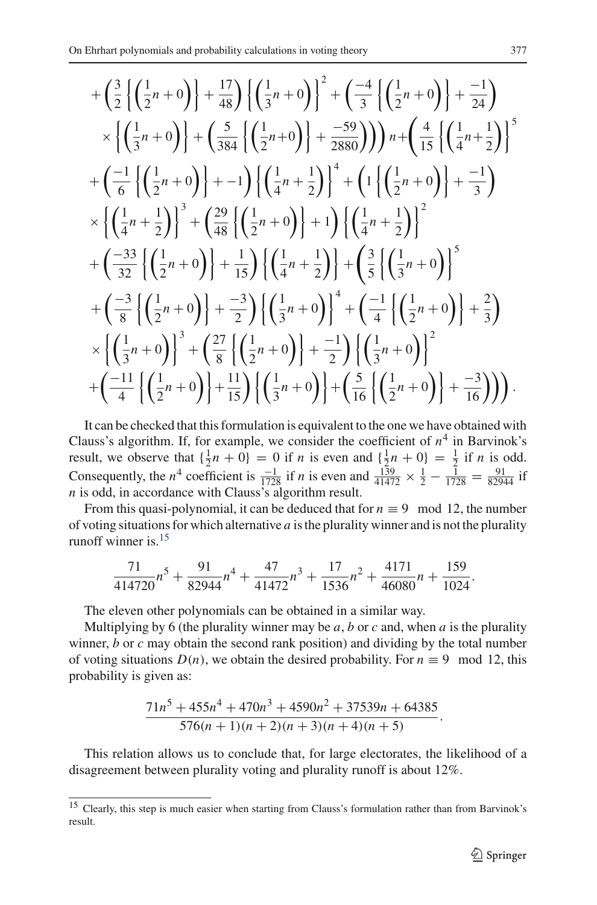$$
\begin{aligned}
&+\left(\frac{3}{2}\left\{\left(\frac{1}{2}n+0\right)\right\}+\frac{17}{48}\right)\left\{\left(\frac{1}{3}n+0\right)\right\}^2+\left(\frac{-4}{3}\left\{\left(\frac{1}{2}n+0\right)\right\}+\frac{-1}{24}\right)\\
&\times\left\{\left(\frac{1}{3}n+0\right)\right\}+\left(\frac{5}{384}\left\{\left(\frac{1}{2}n+0\right)\right\}+\frac{-59}{2880}\right)\Bigg)\Bigg)n+\left(\frac{4}{15}\left\{\left(\frac{1}{4}n+\frac{1}{2}\right)\right\}^5\right.\\
&+\left(\frac{-1}{6}\left\{\left(\frac{1}{2}n+0\right)\right\}+-1\right)\left\{\left(\frac{1}{4}n+\frac{1}{2}\right)\right\}^4+\left(1\left\{\left(\frac{1}{2}n+0\right)\right\}+\frac{-1}{3}\right)\\
&\times\left\{\left(\frac{1}{4}n+\frac{1}{2}\right)\right\}^3+\left(\frac{29}{48}\left\{\left(\frac{1}{2}n+0\right)\right\}+1\right)\left\{\left(\frac{1}{4}n+\frac{1}{2}\right)\right\}^2\\
&+\left(\frac{-33}{32}\left\{\left(\frac{1}{2}n+0\right)\right\}+\frac{1}{15}\right)\left\{\left(\frac{1}{4}n+\frac{1}{2}\right)\right\}+\left(\frac{3}{5}\left\{\left(\frac{1}{3}n+0\right)\right\}^5\right.\\
&+\left(\frac{-3}{8}\left\{\left(\frac{1}{2}n+0\right)\right\}+\frac{-3}{2}\right)\left\{\left(\frac{1}{3}n+0\right)\right\}^4+\left(\frac{-1}{4}\left\{\left(\frac{1}{2}n+0\right)\right\}+\frac{2}{3}\right)\\
&\times\left\{\left(\frac{1}{3}n+0\right)\right\}^3+\left(\frac{27}{8}\left\{\left(\frac{1}{2}n+0\right)\right\}+\frac{-1}{2}\right)\left\{\left(\frac{1}{3}n+0\right)\right\}^2\\
&\left.\left.+\left(\frac{-11}{4}\left\{\left(\frac{1}{2}n+0\right)\right\}+\frac{11}{15}\right)\left\{\left(\frac{1}{3}n+0\right)\right\}+\left(\frac{5}{16}\left\{\left(\frac{1}{2}n+0\right)\right\}+\frac{-3}{16}\right)\right)\right).
\end{aligned}
$$

It can be checked that this formulation is equivalent to the one we have obtained with Clauss's algorithm. If, for example, we consider the coefficient of $n^4$ in Barvinok's result, we observe that $\{\frac{1}{2}n+0\}=0$ if $n$ is even and $\{\frac{1}{2}n+0\}=\frac{1}{2}$ if $n$ is odd. Consequently, the $n^4$ coefficient is $\frac{-1}{1728}$ if $n$ is even and $\frac{139}{41472}\times\frac{1}{2}-\frac{1}{1728}=\frac{91}{82944}$ if $n$ is odd, in accordance with Clauss's algorithm result.

From this quasi-polynomial, it can be deduced that for $n\equiv 9 \mod 12$, the number of voting situations for which alternative $a$ is the plurality winner and is not the plurality runoff winner is.[15]

$$
\frac{71}{414720}n^5+\frac{91}{82944}n^4+\frac{47}{41472}n^3+\frac{17}{1536}n^2+\frac{4171}{46080}n+\frac{159}{1024}.
$$

The eleven other polynomials can be obtained in a similar way.

Multiplying by 6 (the plurality winner may be $a$, $b$ or $c$ and, when $a$ is the plurality winner, $b$ or $c$ may obtain the second rank position) and dividing by the total number of voting situations $D(n)$, we obtain the desired probability. For $n\equiv 9 \mod 12$, this probability is given as:

$$
\frac{71n^5+455n^4+470n^3+4590n^2+37539n+64385}{576(n+1)(n+2)(n+3)(n+4)(n+5)}.
$$

This relation allows us to conclude that, for large electorates, the likelihood of a disagreement between plurality voting and plurality runoff is about 12%.

[15] Clearly, this step is much easier when starting from Clauss's formulation rather than from Barvinok's result.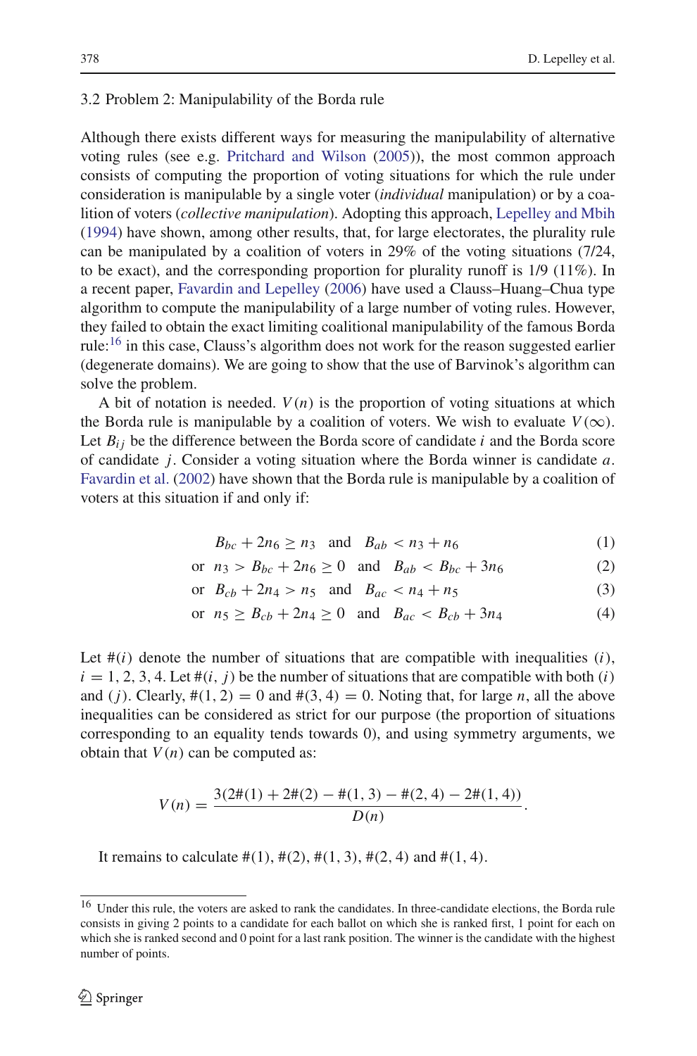### 3.2 Problem 2: Manipulability of the Borda rule

Although there exists different ways for measuring the manipulability of alternative voting rules (see e.g. Pritchard and Wilson (2005)), the most common approach consists of computing the proportion of voting situations for which the rule under consideration is manipulable by a single voter (*individual* manipulation) or by a coalition of voters (*collective manipulation*). Adopting this approach, Lepelley and Mbih (1994) have shown, among other results, that, for large electorates, the plurality rule can be manipulated by a coalition of voters in 29% of the voting situations (7/24, to be exact), and the corresponding proportion for plurality runoff is 1/9 (11%). In a recent paper, Favardin and Lepelley (2006) have used a Clauss–Huang–Chua type algorithm to compute the manipulability of a large number of voting rules. However, they failed to obtain the exact limiting coalitional manipulability of the famous Borda rule:[16] in this case, Clauss's algorithm does not work for the reason suggested earlier (degenerate domains). We are going to show that the use of Barvinok's algorithm can solve the problem.

A bit of notation is needed. $V(n)$ is the proportion of voting situations at which the Borda rule is manipulable by a coalition of voters. We wish to evaluate $V(\infty)$. Let $B_{ij}$ be the difference between the Borda score of candidate $i$ and the Borda score of candidate $j$. Consider a voting situation where the Borda winner is candidate $a$. Favardin et al. (2002) have shown that the Borda rule is manipulable by a coalition of voters at this situation if and only if:

$$B_{bc} + 2n_6 \geq n_3 \quad \text{and} \quad B_{ab} < n_3 + n_6 \tag{1}$$

$$\text{or} \quad n_3 > B_{bc} + 2n_6 \geq 0 \quad \text{and} \quad B_{ab} < B_{bc} + 3n_6 \tag{2}$$

$$\text{or} \quad B_{cb} + 2n_4 > n_5 \quad \text{and} \quad B_{ac} < n_4 + n_5 \tag{3}$$

$$\text{or} \quad n_5 \geq B_{cb} + 2n_4 \geq 0 \quad \text{and} \quad B_{ac} < B_{cb} + 3n_4 \tag{4}$$

Let $\#(i)$ denote the number of situations that are compatible with inequalities $(i)$, $i = 1, 2, 3, 4$. Let $\#(i, j)$ be the number of situations that are compatible with both $(i)$ and $(j)$. Clearly, $\#(1, 2) = 0$ and $\#(3, 4) = 0$. Noting that, for large $n$, all the above inequalities can be considered as strict for our purpose (the proportion of situations corresponding to an equality tends towards 0), and using symmetry arguments, we obtain that $V(n)$ can be computed as:

$$V(n) = \frac{3(2\#(1) + 2\#(2) - \#(1,3) - \#(2,4) - 2\#(1,4))}{D(n)}.$$

It remains to calculate $\#(1)$, $\#(2)$, $\#(1, 3)$, $\#(2, 4)$ and $\#(1, 4)$.

---

[16] Under this rule, the voters are asked to rank the candidates. In three-candidate elections, the Borda rule consists in giving 2 points to a candidate for each ballot on which she is ranked first, 1 point for each on which she is ranked second and 0 point for a last rank position. The winner is the candidate with the highest number of points.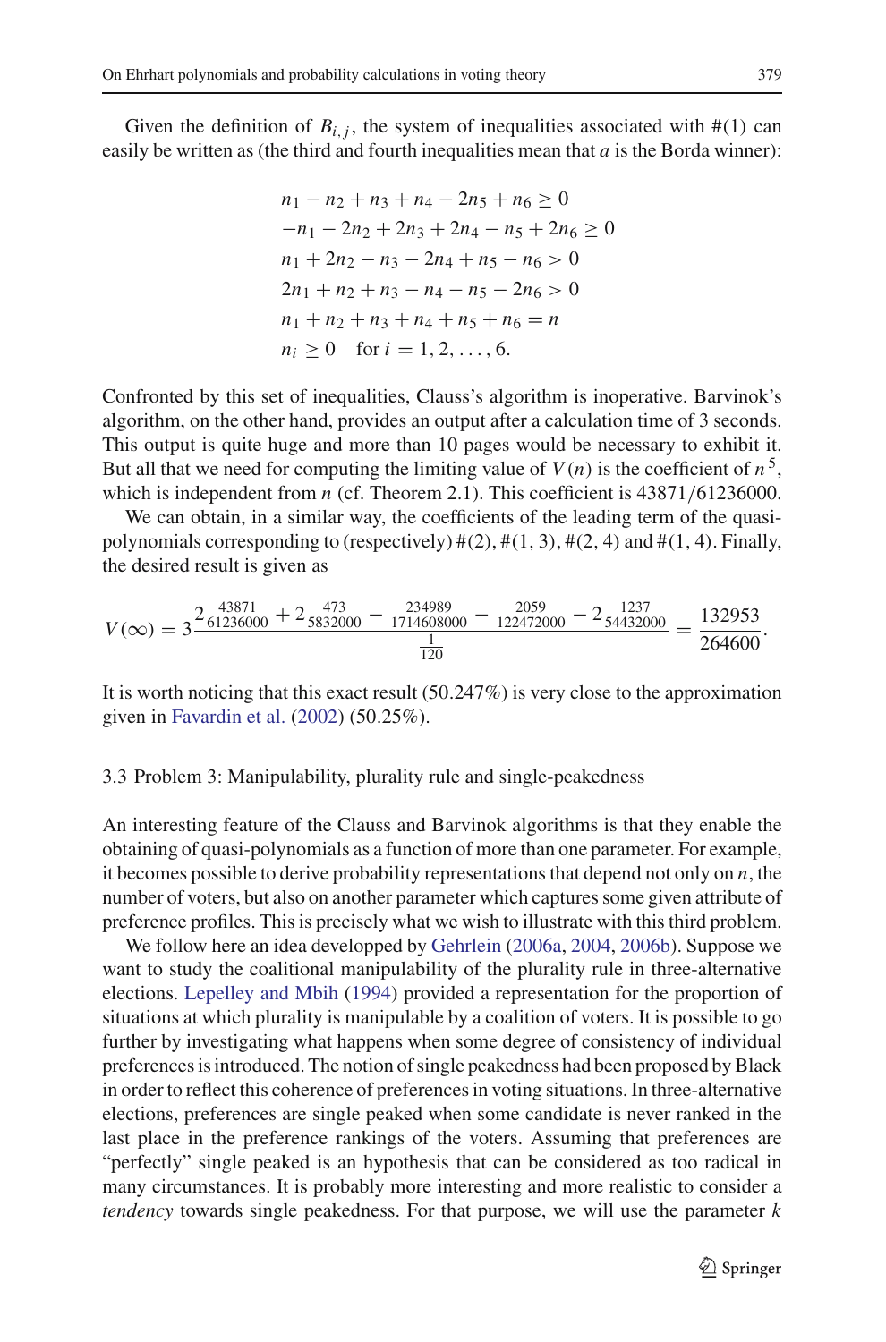Given the definition of $B_{i,j}$, the system of inequalities associated with #(1) can easily be written as (the third and fourth inequalities mean that $a$ is the Borda winner):

$$
\begin{aligned}
&n_1 - n_2 + n_3 + n_4 - 2n_5 + n_6 \geq 0\\
&-n_1 - 2n_2 + 2n_3 + 2n_4 - n_5 + 2n_6 \geq 0\\
&n_1 + 2n_2 - n_3 - 2n_4 + n_5 - n_6 > 0\\
&2n_1 + n_2 + n_3 - n_4 - n_5 - 2n_6 > 0\\
&n_1 + n_2 + n_3 + n_4 + n_5 + n_6 = n\\
&n_i \geq 0 \quad \text{for } i = 1, 2, \ldots, 6.
\end{aligned}
$$

Confronted by this set of inequalities, Clauss's algorithm is inoperative. Barvinok's algorithm, on the other hand, provides an output after a calculation time of 3 seconds. This output is quite huge and more than 10 pages would be necessary to exhibit it. But all that we need for computing the limiting value of $V(n)$ is the coefficient of $n^5$, which is independent from $n$ (cf. Theorem 2.1). This coefficient is 43871/61236000.

We can obtain, in a similar way, the coefficients of the leading term of the quasi-polynomials corresponding to (respectively) #(2), #(1, 3), #(2, 4) and #(1, 4). Finally, the desired result is given as

$$
V(\infty) = 3\frac{2\frac{43871}{61236000} + 2\frac{473}{5832000} - \frac{234989}{1714608000} - \frac{2059}{122472000} - 2\frac{1237}{54432000}}{\frac{1}{120}} = \frac{132953}{264600}.
$$

It is worth noticing that this exact result (50.247%) is very close to the approximation given in Favardin et al. (2002) (50.25%).

### 3.3 Problem 3: Manipulability, plurality rule and single-peakedness

An interesting feature of the Clauss and Barvinok algorithms is that they enable the obtaining of quasi-polynomials as a function of more than one parameter. For example, it becomes possible to derive probability representations that depend not only on $n$, the number of voters, but also on another parameter which captures some given attribute of preference profiles. This is precisely what we wish to illustrate with this third problem.

We follow here an idea developped by Gehrlein (2006a, 2004, 2006b). Suppose we want to study the coalitional manipulability of the plurality rule in three-alternative elections. Lepelley and Mbih (1994) provided a representation for the proportion of situations at which plurality is manipulable by a coalition of voters. It is possible to go further by investigating what happens when some degree of consistency of individual preferences is introduced. The notion of single peakedness had been proposed by Black in order to reflect this coherence of preferences in voting situations. In three-alternative elections, preferences are single peaked when some candidate is never ranked in the last place in the preference rankings of the voters. Assuming that preferences are "perfectly" single peaked is an hypothesis that can be considered as too radical in many circumstances. It is probably more interesting and more realistic to consider a *tendency* towards single peakedness. For that purpose, we will use the parameter $k$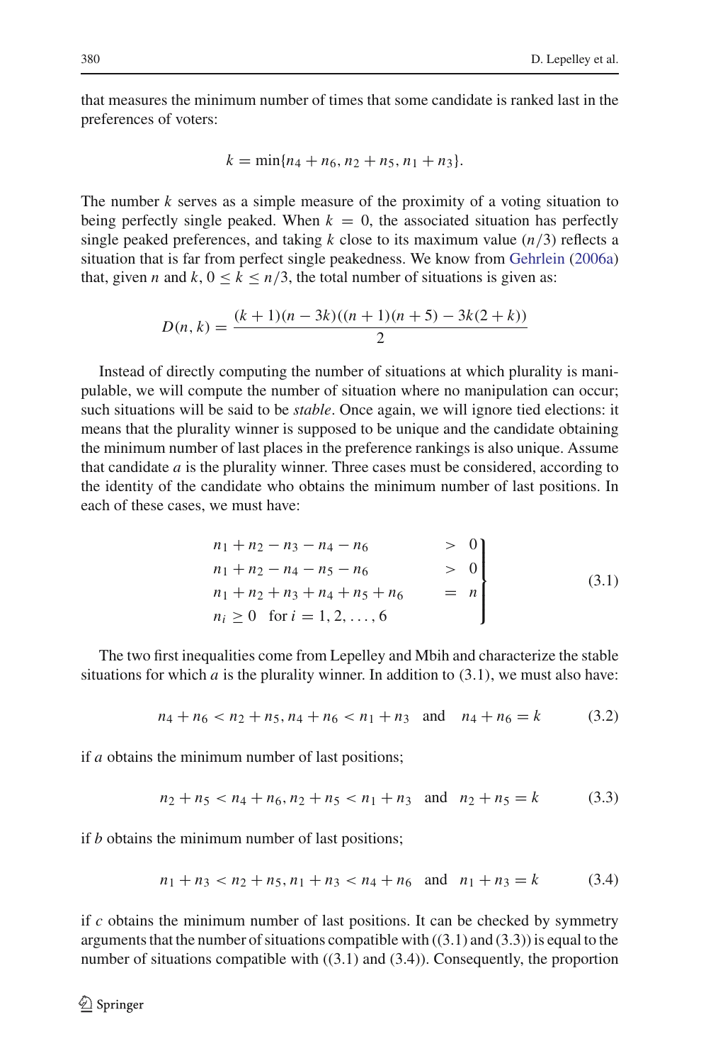that measures the minimum number of times that some candidate is ranked last in the preferences of voters:

$$k = \min\{n_4 + n_6, n_2 + n_5, n_1 + n_3\}.$$

The number $k$ serves as a simple measure of the proximity of a voting situation to being perfectly single peaked. When $k = 0$, the associated situation has perfectly single peaked preferences, and taking $k$ close to its maximum value ($n/3$) reflects a situation that is far from perfect single peakedness. We know from Gehrlein (2006a) that, given $n$ and $k$, $0 \leq k \leq n/3$, the total number of situations is given as:

$$D(n, k) = \frac{(k + 1)(n - 3k)((n + 1)(n + 5) - 3k(2 + k))}{2}$$

Instead of directly computing the number of situations at which plurality is manipulable, we will compute the number of situation where no manipulation can occur; such situations will be said to be *stable*. Once again, we will ignore tied elections: it means that the plurality winner is supposed to be unique and the candidate obtaining the minimum number of last places in the preference rankings is also unique. Assume that candidate $a$ is the plurality winner. Three cases must be considered, according to the identity of the candidate who obtains the minimum number of last positions. In each of these cases, we must have:

$$\left.\begin{array}{lcl} n_1 + n_2 - n_3 - n_4 - n_6 & > & 0 \\ n_1 + n_2 - n_4 - n_5 - n_6 & > & 0 \\ n_1 + n_2 + n_3 + n_4 + n_5 + n_6 & = & n \\ n_i \geq 0 \quad \text{for } i = 1, 2, \ldots, 6 & & \end{array}\right\} \tag{3.1}$$

The two first inequalities come from Lepelley and Mbih and characterize the stable situations for which $a$ is the plurality winner. In addition to (3.1), we must also have:

$$n_4 + n_6 < n_2 + n_5, n_4 + n_6 < n_1 + n_3 \quad \text{and} \quad n_4 + n_6 = k \tag{3.2}$$

if $a$ obtains the minimum number of last positions;

$$n_2 + n_5 < n_4 + n_6, n_2 + n_5 < n_1 + n_3 \quad \text{and} \quad n_2 + n_5 = k \tag{3.3}$$

if $b$ obtains the minimum number of last positions;

$$n_1 + n_3 < n_2 + n_5, n_1 + n_3 < n_4 + n_6 \quad \text{and} \quad n_1 + n_3 = k \tag{3.4}$$

if $c$ obtains the minimum number of last positions. It can be checked by symmetry arguments that the number of situations compatible with ((3.1) and (3.3)) is equal to the number of situations compatible with ((3.1) and (3.4)). Consequently, the proportion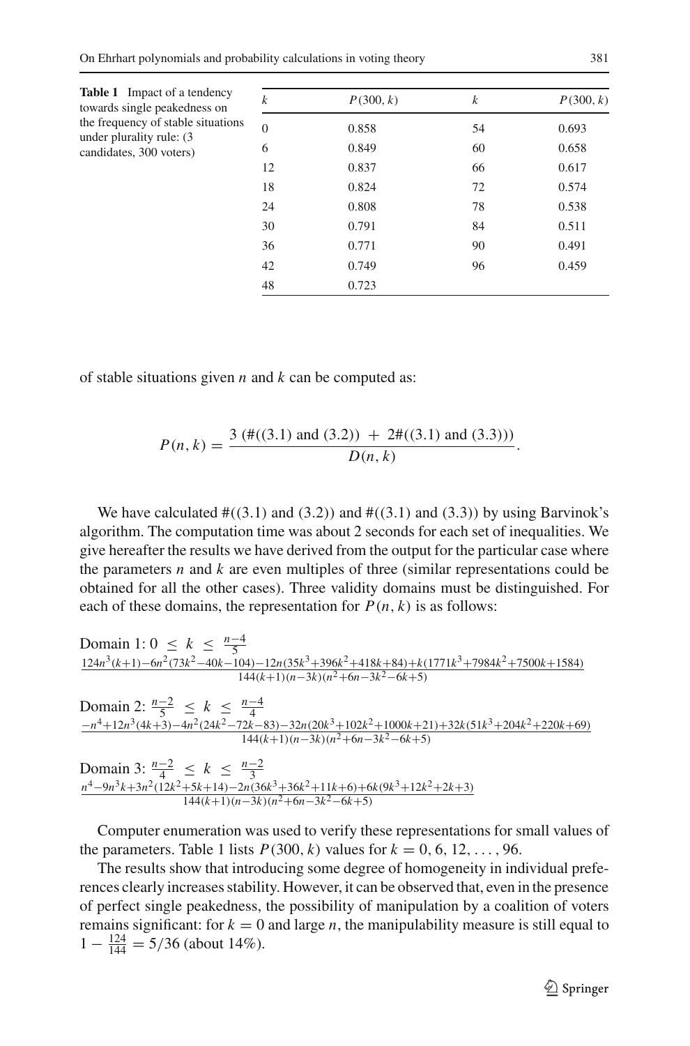**Table 1** Impact of a tendency towards single peakedness on the frequency of stable situations under plurality rule: (3 candidates, 300 voters)

| $k$ | $P(300, k)$ | $k$ | $P(300, k)$ |
|---|---|---|---|
| 0 | 0.858 | 54 | 0.693 |
| 6 | 0.849 | 60 | 0.658 |
| 12 | 0.837 | 66 | 0.617 |
| 18 | 0.824 | 72 | 0.574 |
| 24 | 0.808 | 78 | 0.538 |
| 30 | 0.791 | 84 | 0.511 |
| 36 | 0.771 | 90 | 0.491 |
| 42 | 0.749 | 96 | 0.459 |
| 48 | 0.723 | | |

of stable situations given $n$ and $k$ can be computed as:

$$P(n,k) = \frac{3\ (\#((3.1)\text{ and }(3.2))\ +\ 2\#((3.1)\text{ and }(3.3)))}{D(n,k)}.$$

We have calculated $\#((3.1)$ and $(3.2))$ and $\#((3.1)$ and $(3.3))$ by using Barvinok's algorithm. The computation time was about 2 seconds for each set of inequalities. We give hereafter the results we have derived from the output for the particular case where the parameters $n$ and $k$ are even multiples of three (similar representations could be obtained for all the other cases). Three validity domains must be distinguished. For each of these domains, the representation for $P(n, k)$ is as follows:

Domain 1: $0 \leq k \leq \frac{n-4}{5}$

$$\frac{124n^3(k+1)-6n^2(73k^2-40k-104)-12n(35k^3+396k^2+418k+84)+k(1771k^3+7984k^2+7500k+1584)}{144(k+1)(n-3k)(n^2+6n-3k^2-6k+5)}$$

Domain 2: $\frac{n-2}{5} \leq k \leq \frac{n-4}{4}$

$$\frac{-n^4+12n^3(4k+3)-4n^2(24k^2-72k-83)-32n(20k^3+102k^2+1000k+21)+32k(51k^3+204k^2+220k+69)}{144(k+1)(n-3k)(n^2+6n-3k^2-6k+5)}$$

Domain 3: $\frac{n-2}{4} \leq k \leq \frac{n-2}{3}$

$$\frac{n^4-9n^3k+3n^2(12k^2+5k+14)-2n(36k^3+36k^2+11k+6)+6k(9k^3+12k^2+2k+3)}{144(k+1)(n-3k)(n^2+6n-3k^2-6k+5)}$$

Computer enumeration was used to verify these representations for small values of the parameters. Table 1 lists $P(300, k)$ values for $k = 0, 6, 12, \ldots, 96$.

The results show that introducing some degree of homogeneity in individual preferences clearly increases stability. However, it can be observed that, even in the presence of perfect single peakedness, the possibility of manipulation by a coalition of voters remains significant: for $k = 0$ and large $n$, the manipulability measure is still equal to $1 - \frac{124}{144} = 5/36$ (about 14%).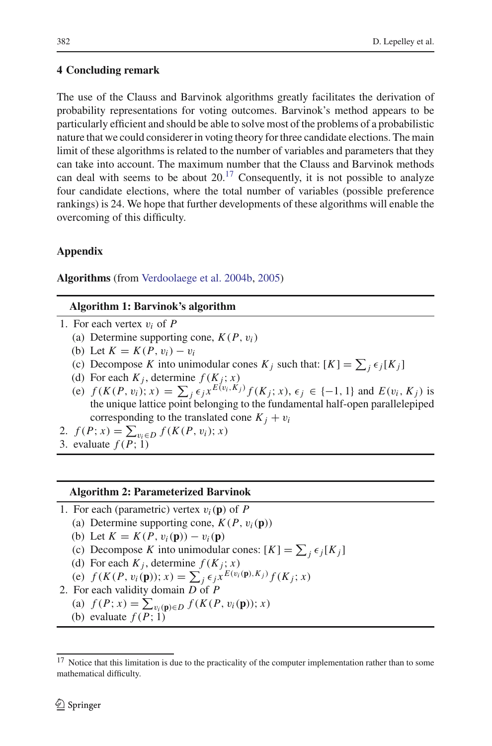## 4 Concluding remark

The use of the Clauss and Barvinok algorithms greatly facilitates the derivation of probability representations for voting outcomes. Barvinok's method appears to be particularly efficient and should be able to solve most of the problems of a probabilistic nature that we could considerer in voting theory for three candidate elections. The main limit of these algorithms is related to the number of variables and parameters that they can take into account. The maximum number that the Clauss and Barvinok methods can deal with seems to be about 20.[17] Consequently, it is not possible to analyze four candidate elections, where the total number of variables (possible preference rankings) is 24. We hope that further developments of these algorithms will enable the overcoming of this difficulty.

## Appendix

**Algorithms** (from Verdoolaege et al. 2004b, 2005)

---

**Algorithm 1: Barvinok's algorithm**

1. For each vertex $v_i$ of $P$
   (a) Determine supporting cone, $K(P, v_i)$
   (b) Let $K = K(P, v_i) - v_i$
   (c) Decompose $K$ into unimodular cones $K_j$ such that: $[K] = \sum_j \epsilon_j [K_j]$
   (d) For each $K_j$, determine $f(K_j; x)$
   (e) $f(K(P, v_i); x) = \sum_j \epsilon_j x^{E(v_i, K_j)} f(K_j; x)$, $\epsilon_j \in \{-1, 1\}$ and $E(v_i, K_j)$ is the unique lattice point belonging to the fundamental half-open parallelepiped corresponding to the translated cone $K_j + v_i$
2. $f(P; x) = \sum_{v_i \in D} f(K(P, v_i); x)$
3. evaluate $f(P; 1)$

---

**Algorithm 2: Parameterized Barvinok**

1. For each (parametric) vertex $v_i(\mathbf{p})$ of $P$
   (a) Determine supporting cone, $K(P, v_i(\mathbf{p}))$
   (b) Let $K = K(P, v_i(\mathbf{p})) - v_i(\mathbf{p})$
   (c) Decompose $K$ into unimodular cones: $[K] = \sum_j \epsilon_j [K_j]$
   (d) For each $K_j$, determine $f(K_j; x)$
   (e) $f(K(P, v_i(\mathbf{p})); x) = \sum_j \epsilon_j x^{E(v_i(\mathbf{p}), K_j)} f(K_j; x)$
2. For each validity domain $D$ of $P$
   (a) $f(P; x) = \sum_{v_i(\mathbf{p}) \in D} f(K(P, v_i(\mathbf{p})); x)$
   (b) evaluate $f(P; 1)$

---

[17] Notice that this limitation is due to the practicality of the computer implementation rather than to some mathematical difficulty.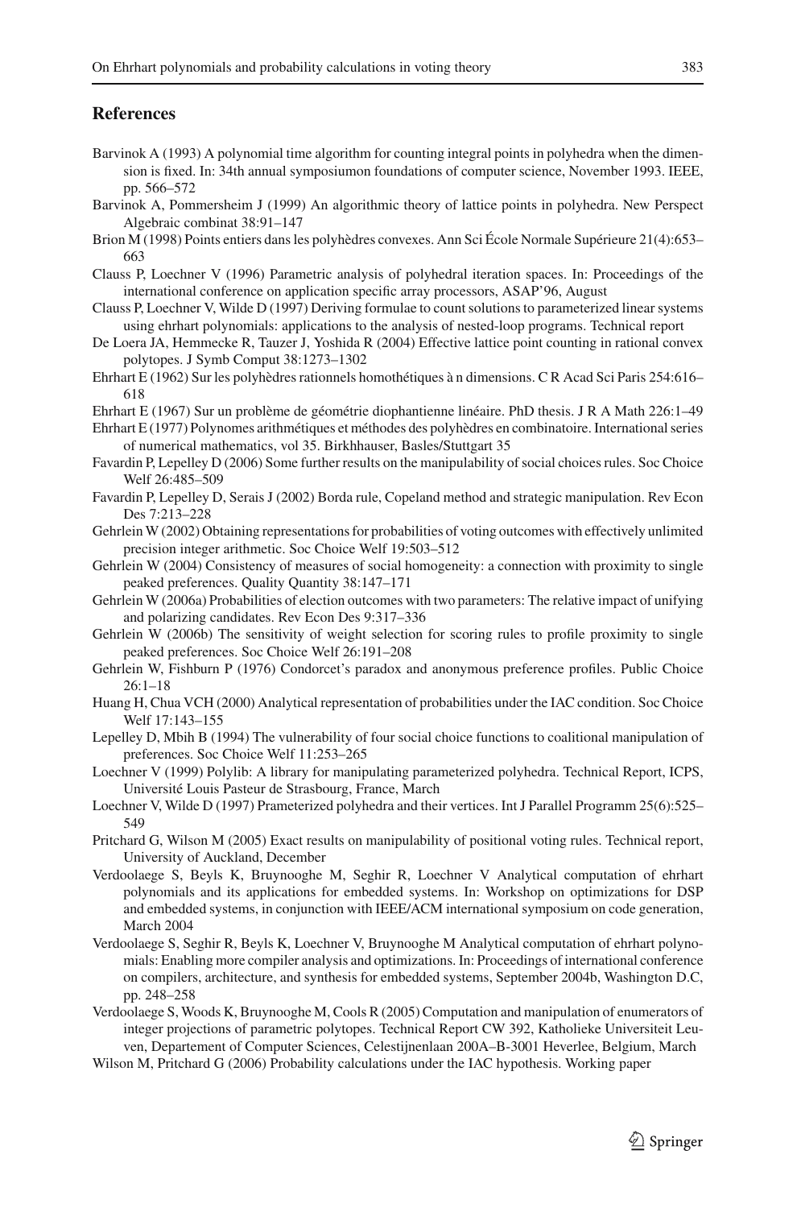## References

Barvinok A (1993) A polynomial time algorithm for counting integral points in polyhedra when the dimension is fixed. In: 34th annual symposiumon foundations of computer science, November 1993. IEEE, pp. 566–572

Barvinok A, Pommersheim J (1999) An algorithmic theory of lattice points in polyhedra. New Perspect Algebraic combinat 38:91–147

Brion M (1998) Points entiers dans les polyhèdres convexes. Ann Sci École Normale Supérieure 21(4):653–663

Clauss P, Loechner V (1996) Parametric analysis of polyhedral iteration spaces. In: Proceedings of the international conference on application specific array processors, ASAP'96, August

Clauss P, Loechner V, Wilde D (1997) Deriving formulae to count solutions to parameterized linear systems using ehrhart polynomials: applications to the analysis of nested-loop programs. Technical report

De Loera JA, Hemmecke R, Tauzer J, Yoshida R (2004) Effective lattice point counting in rational convex polytopes. J Symb Comput 38:1273–1302

Ehrhart E (1962) Sur les polyhèdres rationnels homothétiques à n dimensions. C R Acad Sci Paris 254:616–618

Ehrhart E (1967) Sur un problème de géométrie diophantienne linéaire. PhD thesis. J R A Math 226:1–49

Ehrhart E (1977) Polynomes arithmétiques et méthodes des polyhèdres en combinatoire. International series of numerical mathematics, vol 35. Birkhhauser, Basles/Stuttgart 35

Favardin P, Lepelley D (2006) Some further results on the manipulability of social choices rules. Soc Choice Welf 26:485–509

Favardin P, Lepelley D, Serais J (2002) Borda rule, Copeland method and strategic manipulation. Rev Econ Des 7:213–228

Gehrlein W (2002) Obtaining representations for probabilities of voting outcomes with effectively unlimited precision integer arithmetic. Soc Choice Welf 19:503–512

Gehrlein W (2004) Consistency of measures of social homogeneity: a connection with proximity to single peaked preferences. Quality Quantity 38:147–171

Gehrlein W (2006a) Probabilities of election outcomes with two parameters: The relative impact of unifying and polarizing candidates. Rev Econ Des 9:317–336

Gehrlein W (2006b) The sensitivity of weight selection for scoring rules to profile proximity to single peaked preferences. Soc Choice Welf 26:191–208

Gehrlein W, Fishburn P (1976) Condorcet's paradox and anonymous preference profiles. Public Choice 26:1–18

Huang H, Chua VCH (2000) Analytical representation of probabilities under the IAC condition. Soc Choice Welf 17:143–155

Lepelley D, Mbih B (1994) The vulnerability of four social choice functions to coalitional manipulation of preferences. Soc Choice Welf 11:253–265

Loechner V (1999) Polylib: A library for manipulating parameterized polyhedra. Technical Report, ICPS, Université Louis Pasteur de Strasbourg, France, March

Loechner V, Wilde D (1997) Prameterized polyhedra and their vertices. Int J Parallel Programm 25(6):525–549

Pritchard G, Wilson M (2005) Exact results on manipulability of positional voting rules. Technical report, University of Auckland, December

Verdoolaege S, Beyls K, Bruynooghe M, Seghir R, Loechner V Analytical computation of ehrhart polynomials and its applications for embedded systems. In: Workshop on optimizations for DSP and embedded systems, in conjunction with IEEE/ACM international symposium on code generation, March 2004

Verdoolaege S, Seghir R, Beyls K, Loechner V, Bruynooghe M Analytical computation of ehrhart polynomials: Enabling more compiler analysis and optimizations. In: Proceedings of international conference on compilers, architecture, and synthesis for embedded systems, September 2004b, Washington D.C, pp. 248–258

Verdoolaege S, Woods K, Bruynooghe M, Cools R (2005) Computation and manipulation of enumerators of integer projections of parametric polytopes. Technical Report CW 392, Katholieke Universiteit Leuven, Departement of Computer Sciences, Celestijnenlaan 200A–B-3001 Heverlee, Belgium, March

Wilson M, Pritchard G (2006) Probability calculations under the IAC hypothesis. Working paper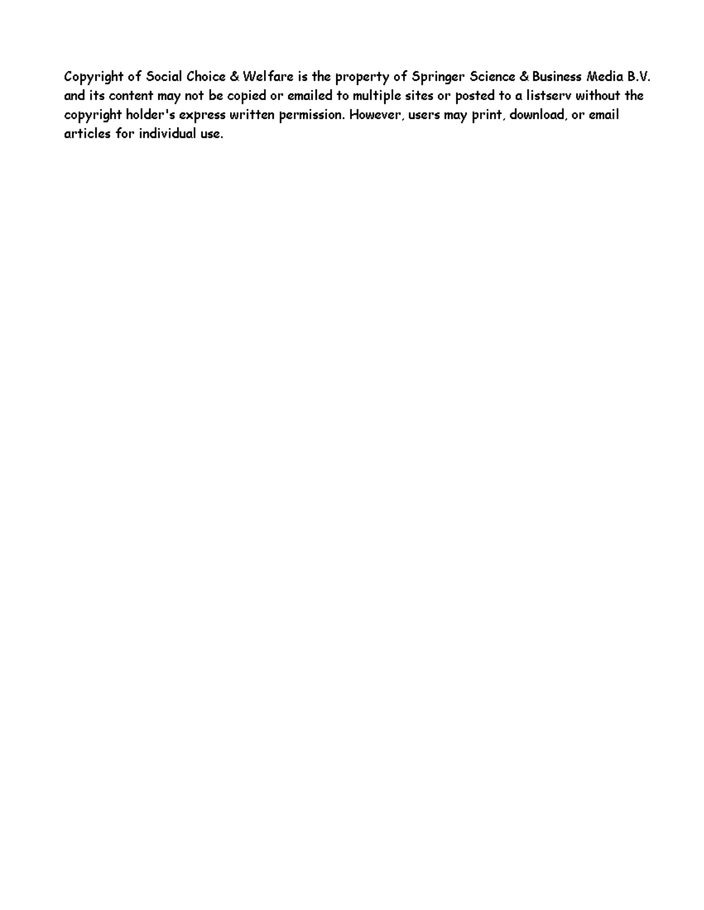Copyright of Social Choice & Welfare is the property of Springer Science & Business Media B.V. and its content may not be copied or emailed to multiple sites or posted to a listserv without the copyright holder's express written permission. However, users may print, download, or email articles for individual use.